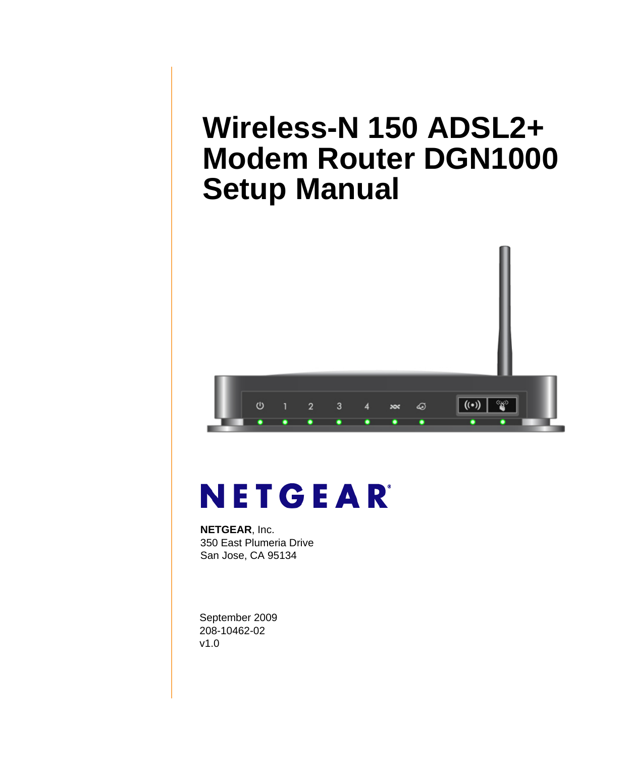# Wireless-N 150 ADSL2+ Modem Router DGN1000 Setup Manual

NETGEAR

**NETGEAR**, Inc.
350 East Plumeria Drive
San Jose, CA 95134

September 2009
208-10462-02
v1.0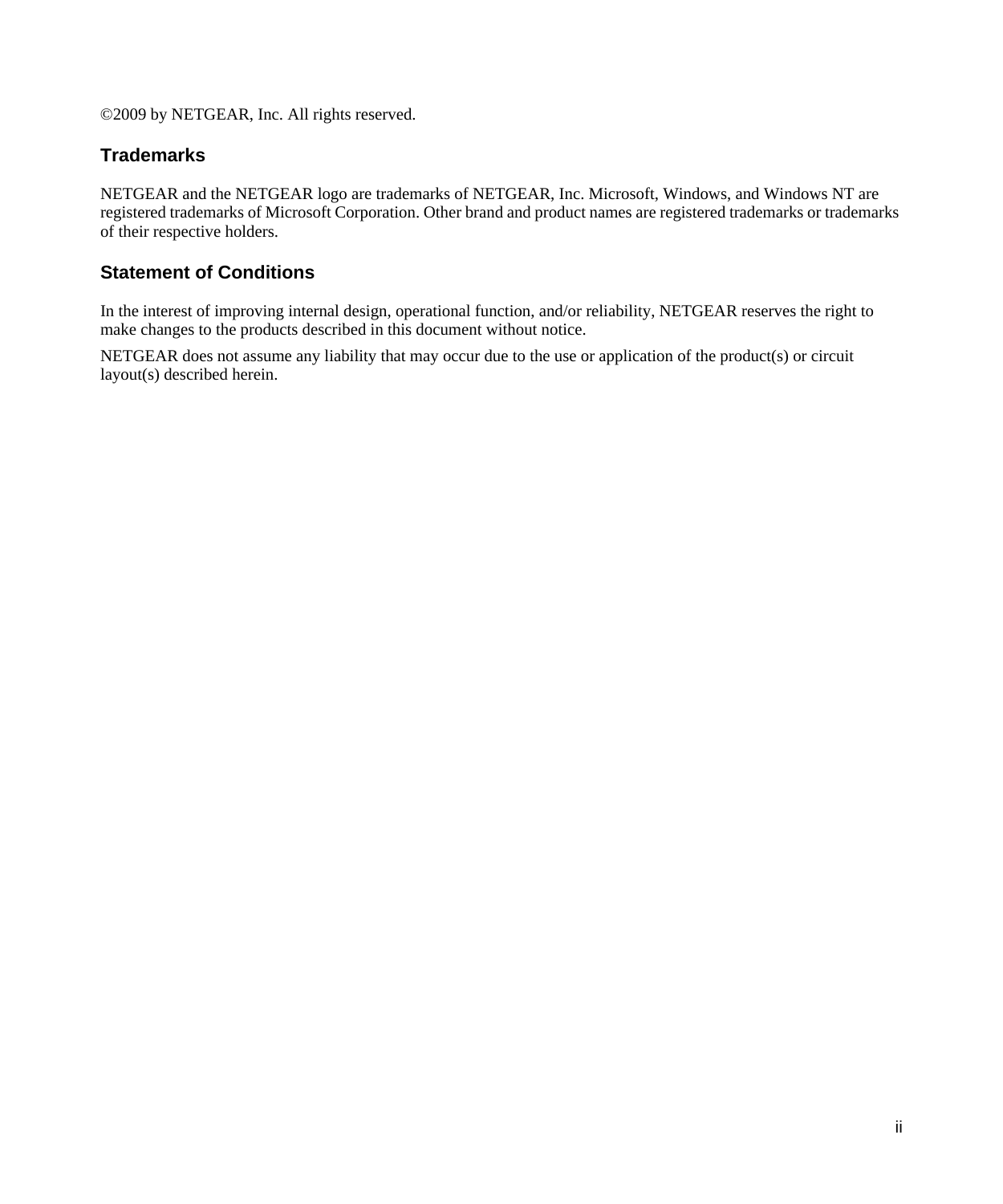©2009 by NETGEAR, Inc. All rights reserved.

## Trademarks

NETGEAR and the NETGEAR logo are trademarks of NETGEAR, Inc. Microsoft, Windows, and Windows NT are registered trademarks of Microsoft Corporation. Other brand and product names are registered trademarks or trademarks of their respective holders.

## Statement of Conditions

In the interest of improving internal design, operational function, and/or reliability, NETGEAR reserves the right to make changes to the products described in this document without notice.

NETGEAR does not assume any liability that may occur due to the use or application of the product(s) or circuit layout(s) described herein.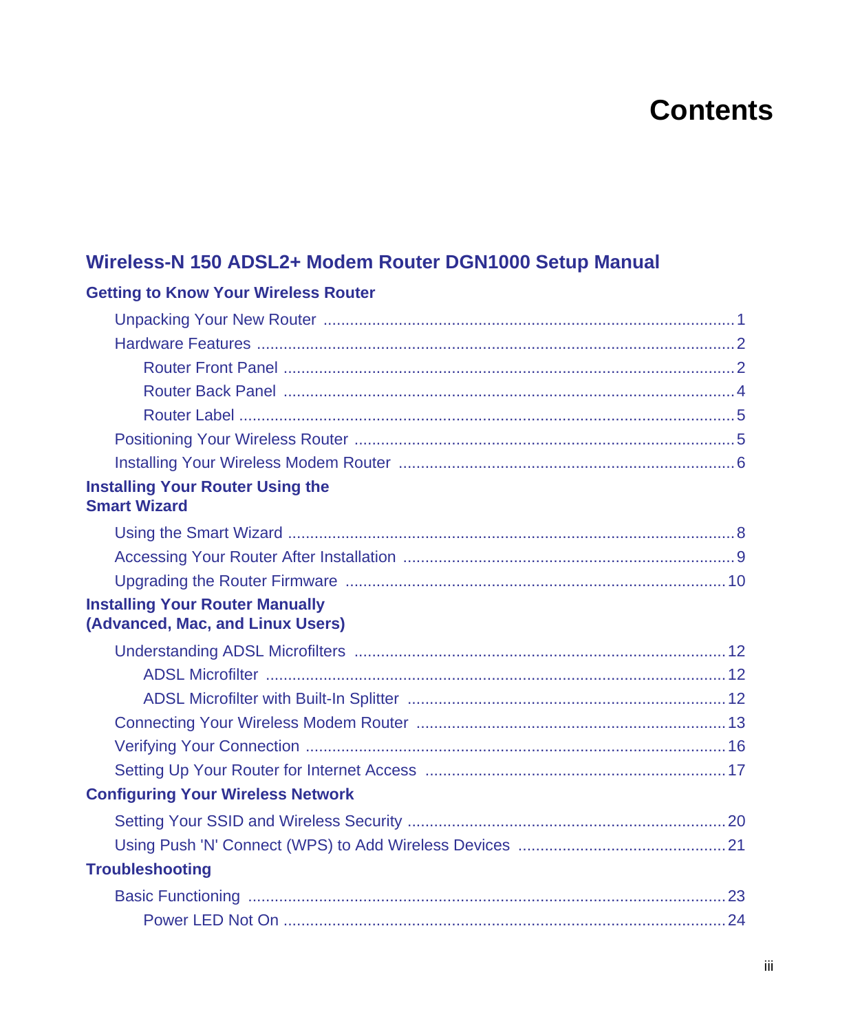# Contents

## Wireless-N 150 ADSL2+ Modem Router DGN1000 Setup Manual

### Getting to Know Your Wireless Router

- Unpacking Your New Router ... 1
- Hardware Features ... 2
  - Router Front Panel ... 2
  - Router Back Panel ... 4
  - Router Label ... 5
- Positioning Your Wireless Router ... 5
- Installing Your Wireless Modem Router ... 6

### Installing Your Router Using the Smart Wizard

- Using the Smart Wizard ... 8
- Accessing Your Router After Installation ... 9
- Upgrading the Router Firmware ... 10

### Installing Your Router Manually (Advanced, Mac, and Linux Users)

- Understanding ADSL Microfilters ... 12
  - ADSL Microfilter ... 12
  - ADSL Microfilter with Built-In Splitter ... 12
- Connecting Your Wireless Modem Router ... 13
- Verifying Your Connection ... 16
- Setting Up Your Router for Internet Access ... 17

### Configuring Your Wireless Network

- Setting Your SSID and Wireless Security ... 20
- Using Push 'N' Connect (WPS) to Add Wireless Devices ... 21

### Troubleshooting

- Basic Functioning ... 23
  - Power LED Not On ... 24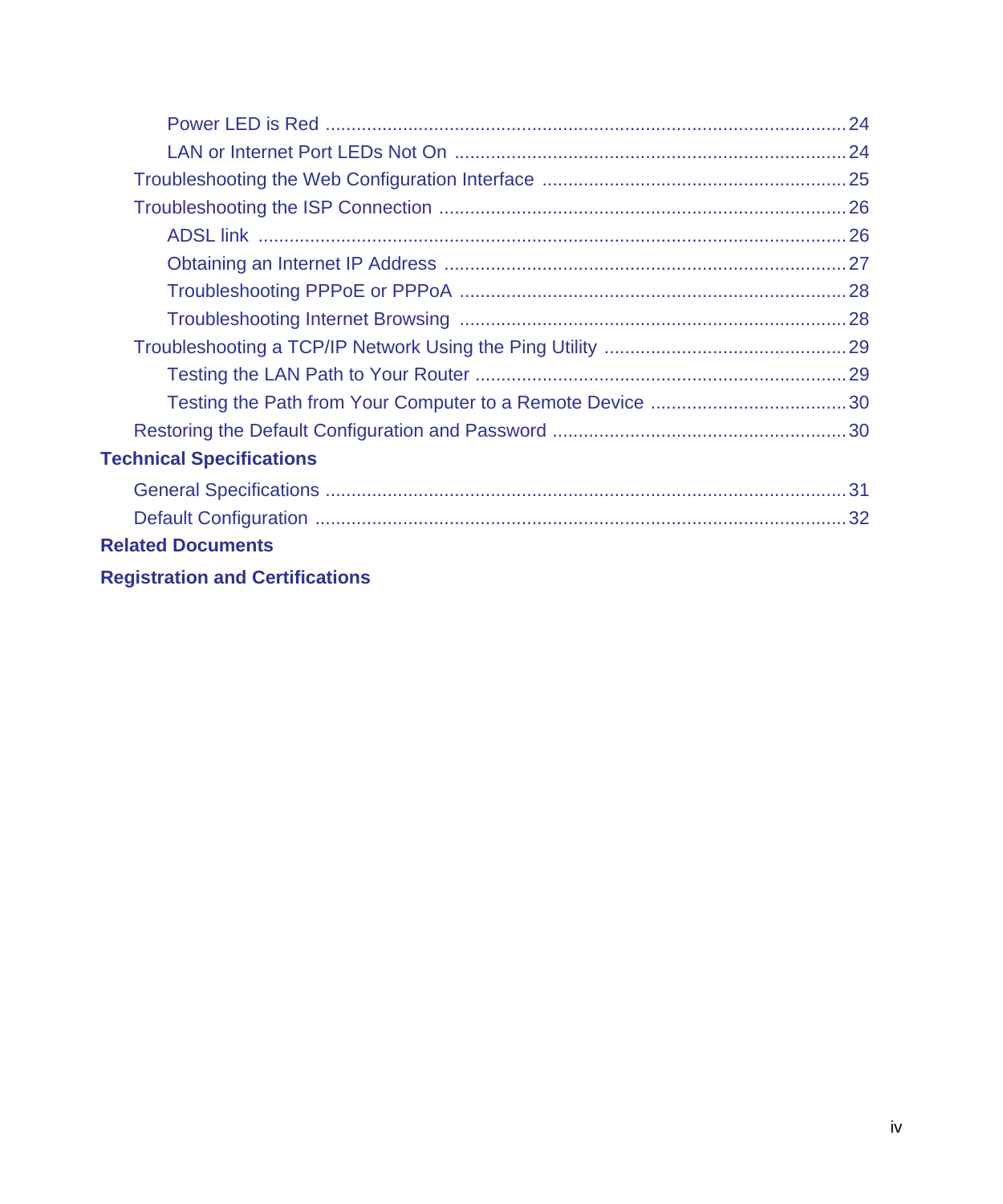Power LED is Red .......................................................................................................24

LAN or Internet Port LEDs Not On ...........................................................................24

Troubleshooting the Web Configuration Interface ..........................................................25

Troubleshooting the ISP Connection ..............................................................................26

ADSL link ...................................................................................................................26

Obtaining an Internet IP Address .............................................................................27

Troubleshooting PPPoE or PPPoA ..........................................................................28

Troubleshooting Internet Browsing ..........................................................................28

Troubleshooting a TCP/IP Network Using the Ping Utility ...............................................29

Testing the LAN Path to Your Router .......................................................................29

Testing the Path from Your Computer to a Remote Device ......................................30

Restoring the Default Configuration and Password ........................................................30

**Technical Specifications**

General Specifications .....................................................................................................31

Default Configuration .......................................................................................................32

**Related Documents**

**Registration and Certifications**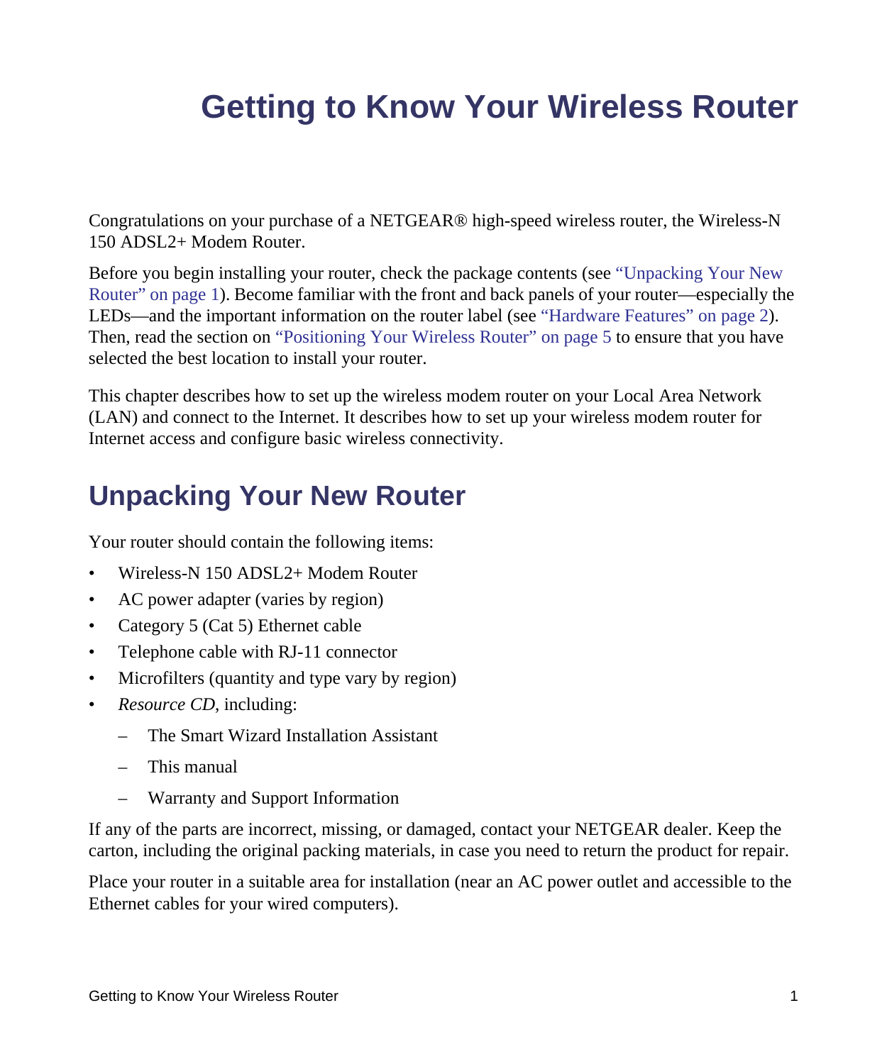# Getting to Know Your Wireless Router

Congratulations on your purchase of a NETGEAR® high-speed wireless router, the Wireless-N 150 ADSL2+ Modem Router.

Before you begin installing your router, check the package contents (see "Unpacking Your New Router" on page 1). Become familiar with the front and back panels of your router—especially the LEDs—and the important information on the router label (see "Hardware Features" on page 2). Then, read the section on "Positioning Your Wireless Router" on page 5 to ensure that you have selected the best location to install your router.

This chapter describes how to set up the wireless modem router on your Local Area Network (LAN) and connect to the Internet. It describes how to set up your wireless modem router for Internet access and configure basic wireless connectivity.

## Unpacking Your New Router

Your router should contain the following items:

- Wireless-N 150 ADSL2+ Modem Router
- AC power adapter (varies by region)
- Category 5 (Cat 5) Ethernet cable
- Telephone cable with RJ-11 connector
- Microfilters (quantity and type vary by region)
- *Resource CD*, including:
  - The Smart Wizard Installation Assistant
  - This manual
  - Warranty and Support Information

If any of the parts are incorrect, missing, or damaged, contact your NETGEAR dealer. Keep the carton, including the original packing materials, in case you need to return the product for repair.

Place your router in a suitable area for installation (near an AC power outlet and accessible to the Ethernet cables for your wired computers).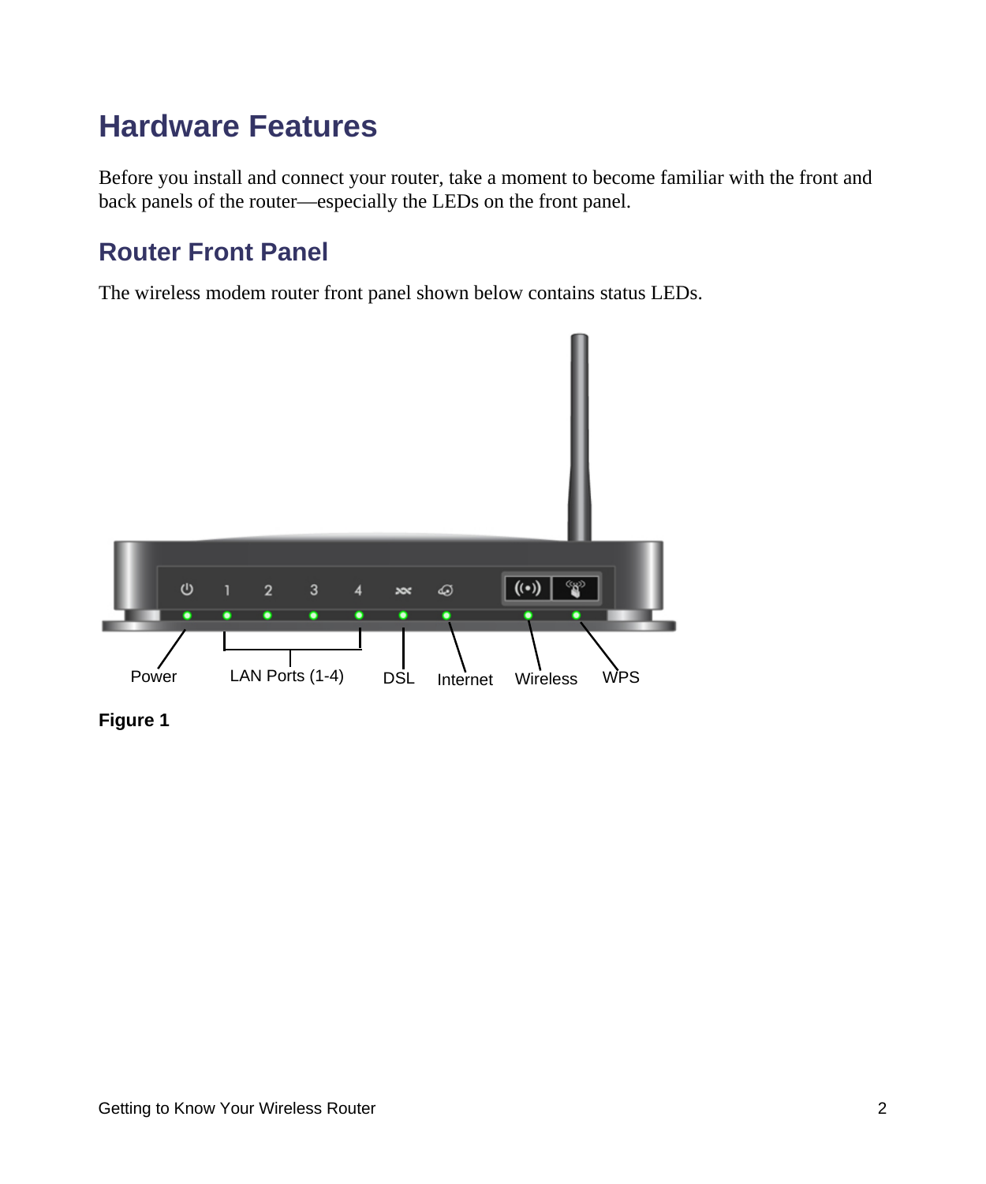# Hardware Features

Before you install and connect your router, take a moment to become familiar with the front and back panels of the router—especially the LEDs on the front panel.

## Router Front Panel

The wireless modem router front panel shown below contains status LEDs.

Power
LAN Ports (1-4)
DSL
Internet
Wireless
WPS

**Figure 1**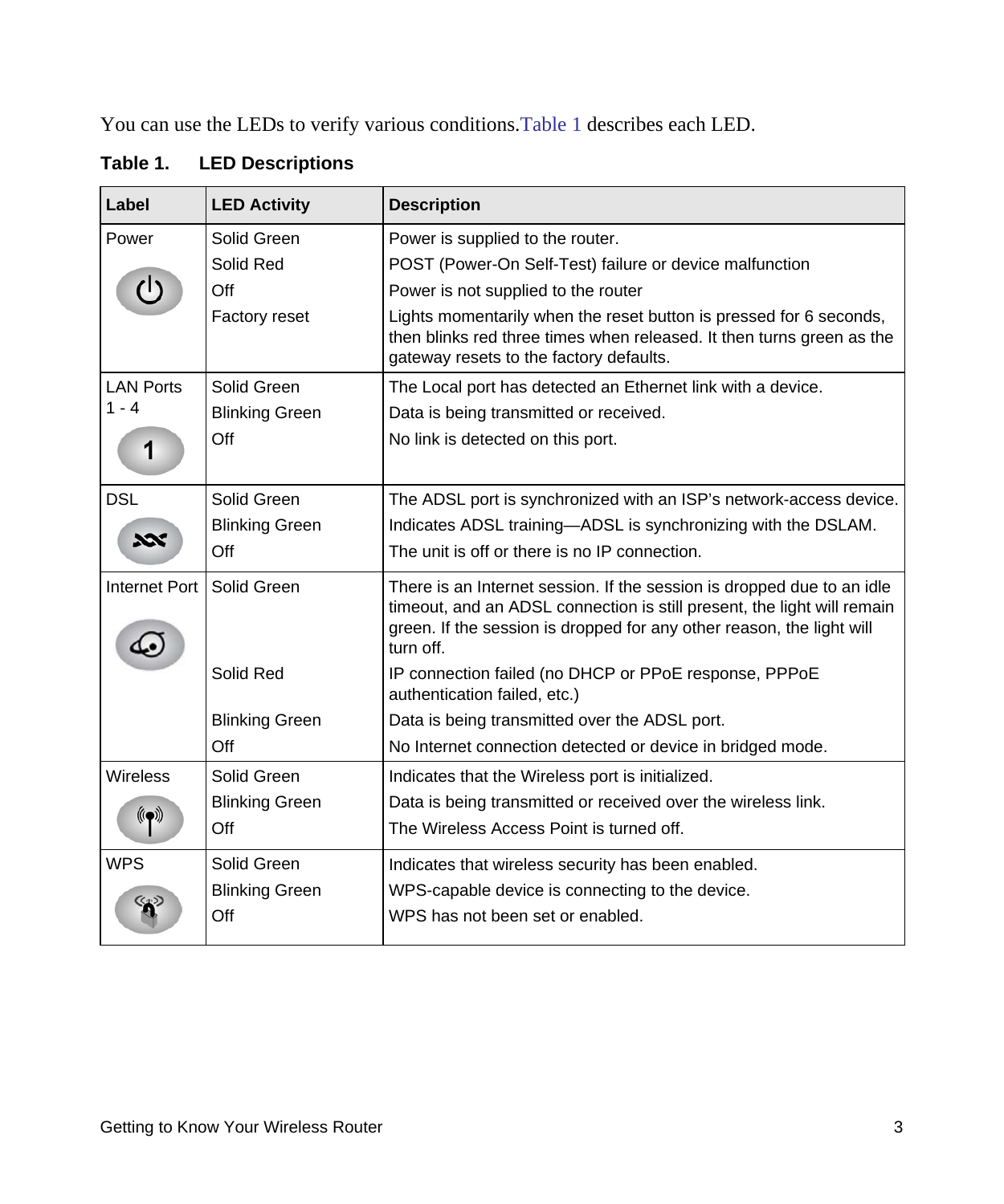You can use the LEDs to verify various conditions. Table 1 describes each LED.

**Table 1. LED Descriptions**

| Label | LED Activity | Description |
| --- | --- | --- |
| Power | Solid Green | Power is supplied to the router. |
| | Solid Red | POST (Power-On Self-Test) failure or device malfunction |
| | Off | Power is not supplied to the router |
| | Factory reset | Lights momentarily when the reset button is pressed for 6 seconds, then blinks red three times when released. It then turns green as the gateway resets to the factory defaults. |
| LAN Ports 1 - 4 | Solid Green | The Local port has detected an Ethernet link with a device. |
| | Blinking Green | Data is being transmitted or received. |
| | Off | No link is detected on this port. |
| DSL | Solid Green | The ADSL port is synchronized with an ISP's network-access device. |
| | Blinking Green | Indicates ADSL training—ADSL is synchronizing with the DSLAM. |
| | Off | The unit is off or there is no IP connection. |
| Internet Port | Solid Green | There is an Internet session. If the session is dropped due to an idle timeout, and an ADSL connection is still present, the light will remain green. If the session is dropped for any other reason, the light will turn off. |
| | Solid Red | IP connection failed (no DHCP or PPoE response, PPPoE authentication failed, etc.) |
| | Blinking Green | Data is being transmitted over the ADSL port. |
| | Off | No Internet connection detected or device in bridged mode. |
| Wireless | Solid Green | Indicates that the Wireless port is initialized. |
| | Blinking Green | Data is being transmitted or received over the wireless link. |
| | Off | The Wireless Access Point is turned off. |
| WPS | Solid Green | Indicates that wireless security has been enabled. |
| | Blinking Green | WPS-capable device is connecting to the device. |
| | Off | WPS has not been set or enabled. |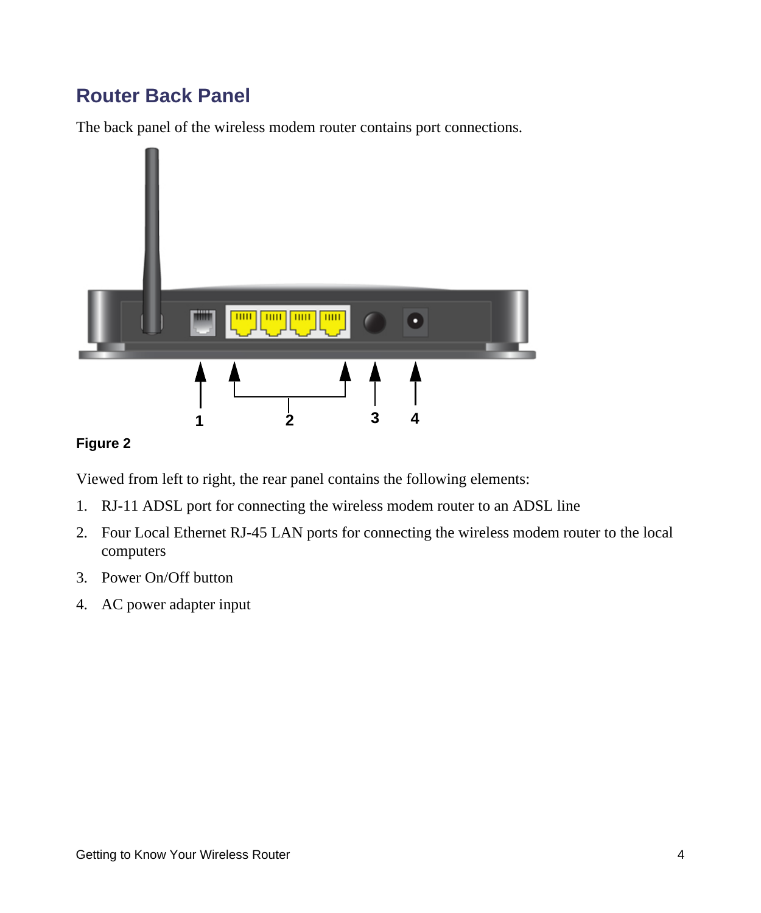## Router Back Panel

The back panel of the wireless modem router contains port connections.

**Figure 2**

Viewed from left to right, the rear panel contains the following elements:

1. RJ-11 ADSL port for connecting the wireless modem router to an ADSL line
2. Four Local Ethernet RJ-45 LAN ports for connecting the wireless modem router to the local computers
3. Power On/Off button
4. AC power adapter input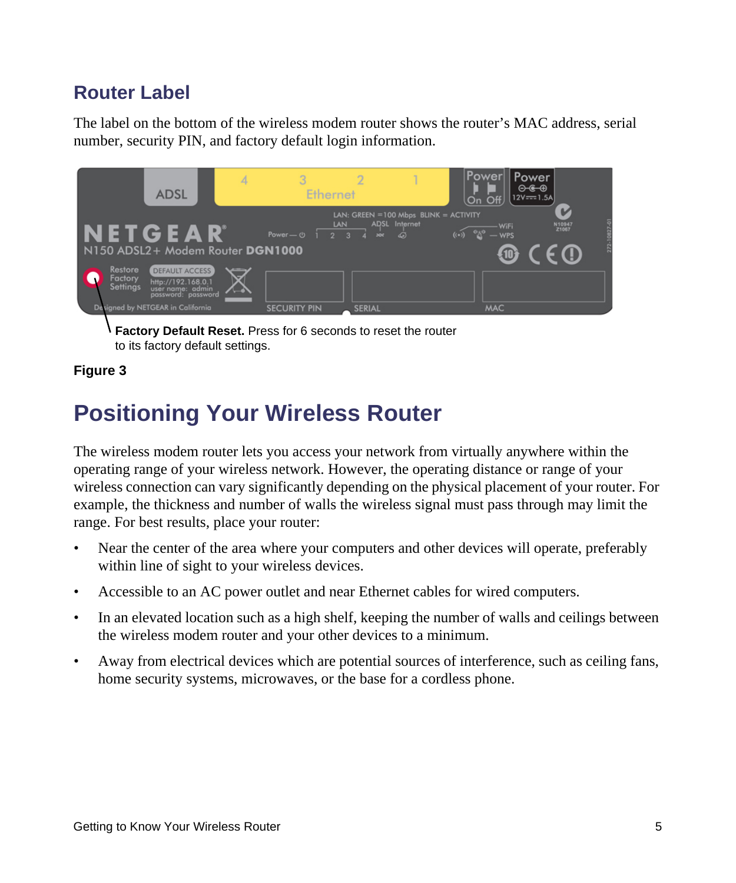## Router Label

The label on the bottom of the wireless modem router shows the router's MAC address, serial number, security PIN, and factory default login information.

**Factory Default Reset.** Press for 6 seconds to reset the router to its factory default settings.

**Figure 3**

# Positioning Your Wireless Router

The wireless modem router lets you access your network from virtually anywhere within the operating range of your wireless network. However, the operating distance or range of your wireless connection can vary significantly depending on the physical placement of your router. For example, the thickness and number of walls the wireless signal must pass through may limit the range. For best results, place your router:

- Near the center of the area where your computers and other devices will operate, preferably within line of sight to your wireless devices.
- Accessible to an AC power outlet and near Ethernet cables for wired computers.
- In an elevated location such as a high shelf, keeping the number of walls and ceilings between the wireless modem router and your other devices to a minimum.
- Away from electrical devices which are potential sources of interference, such as ceiling fans, home security systems, microwaves, or the base for a cordless phone.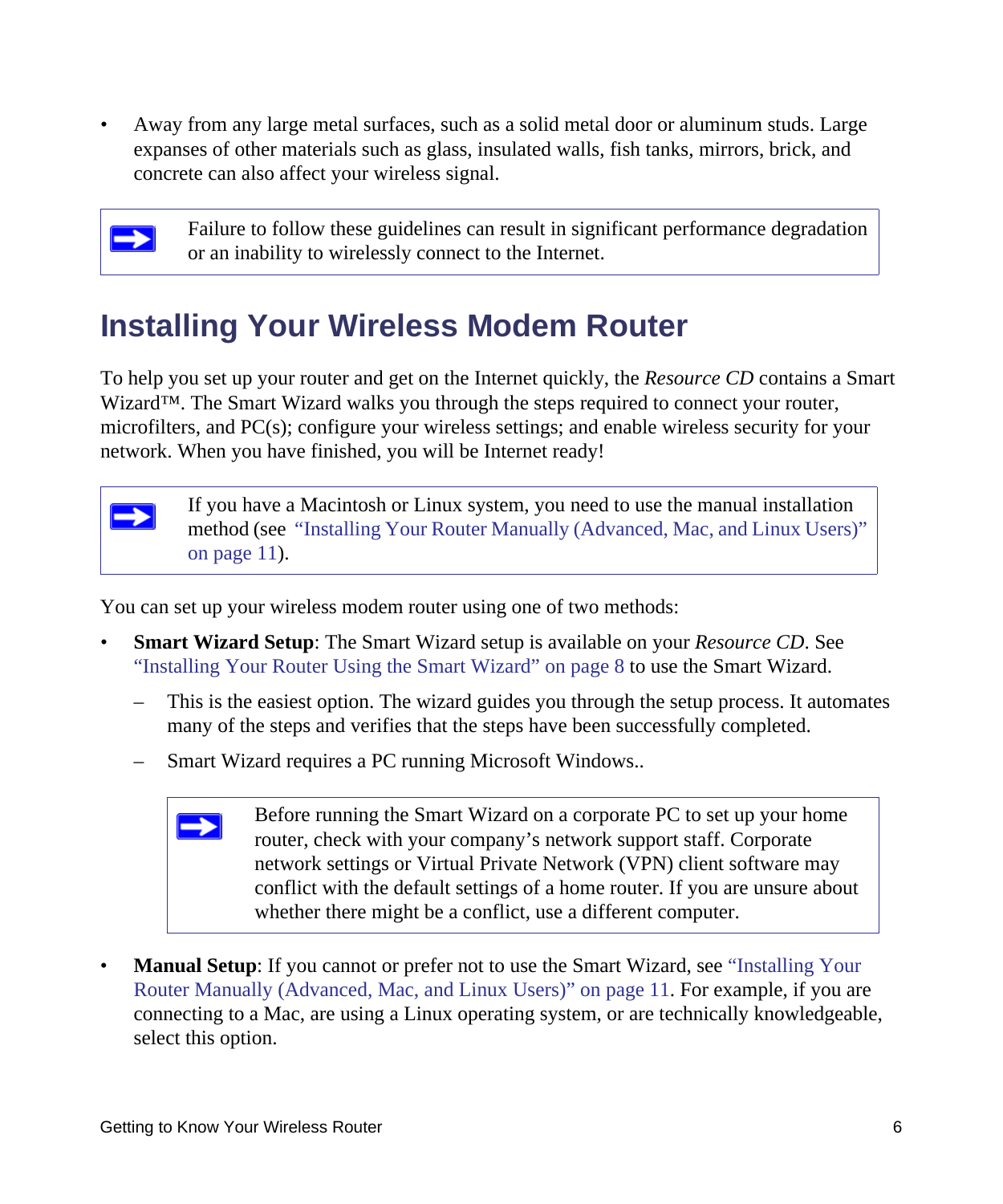- Away from any large metal surfaces, such as a solid metal door or aluminum studs. Large expanses of other materials such as glass, insulated walls, fish tanks, mirrors, brick, and concrete can also affect your wireless signal.

> Failure to follow these guidelines can result in significant performance degradation or an inability to wirelessly connect to the Internet.

## Installing Your Wireless Modem Router

To help you set up your router and get on the Internet quickly, the *Resource CD* contains a Smart Wizard™. The Smart Wizard walks you through the steps required to connect your router, microfilters, and PC(s); configure your wireless settings; and enable wireless security for your network. When you have finished, you will be Internet ready!

> If you have a Macintosh or Linux system, you need to use the manual installation method (see "Installing Your Router Manually (Advanced, Mac, and Linux Users)" on page 11).

You can set up your wireless modem router using one of two methods:

- **Smart Wizard Setup**: The Smart Wizard setup is available on your *Resource CD*. See "Installing Your Router Using the Smart Wizard" on page 8 to use the Smart Wizard.
  - This is the easiest option. The wizard guides you through the setup process. It automates many of the steps and verifies that the steps have been successfully completed.
  - Smart Wizard requires a PC running Microsoft Windows..

  > Before running the Smart Wizard on a corporate PC to set up your home router, check with your company's network support staff. Corporate network settings or Virtual Private Network (VPN) client software may conflict with the default settings of a home router. If you are unsure about whether there might be a conflict, use a different computer.

- **Manual Setup**: If you cannot or prefer not to use the Smart Wizard, see "Installing Your Router Manually (Advanced, Mac, and Linux Users)" on page 11. For example, if you are connecting to a Mac, are using a Linux operating system, or are technically knowledgeable, select this option.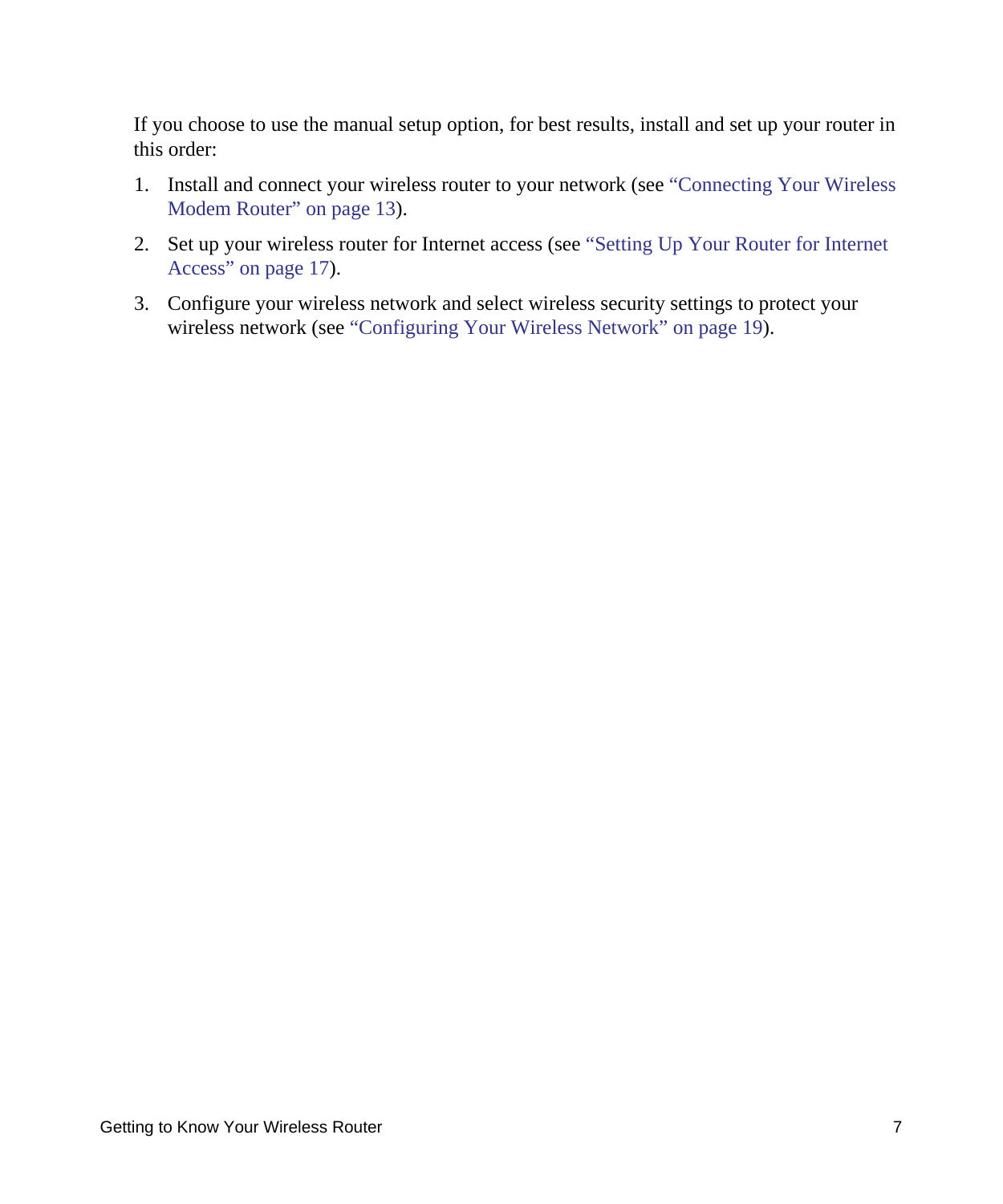If you choose to use the manual setup option, for best results, install and set up your router in this order:

1. Install and connect your wireless router to your network (see "Connecting Your Wireless Modem Router" on page 13).
2. Set up your wireless router for Internet access (see "Setting Up Your Router for Internet Access" on page 17).
3. Configure your wireless network and select wireless security settings to protect your wireless network (see "Configuring Your Wireless Network" on page 19).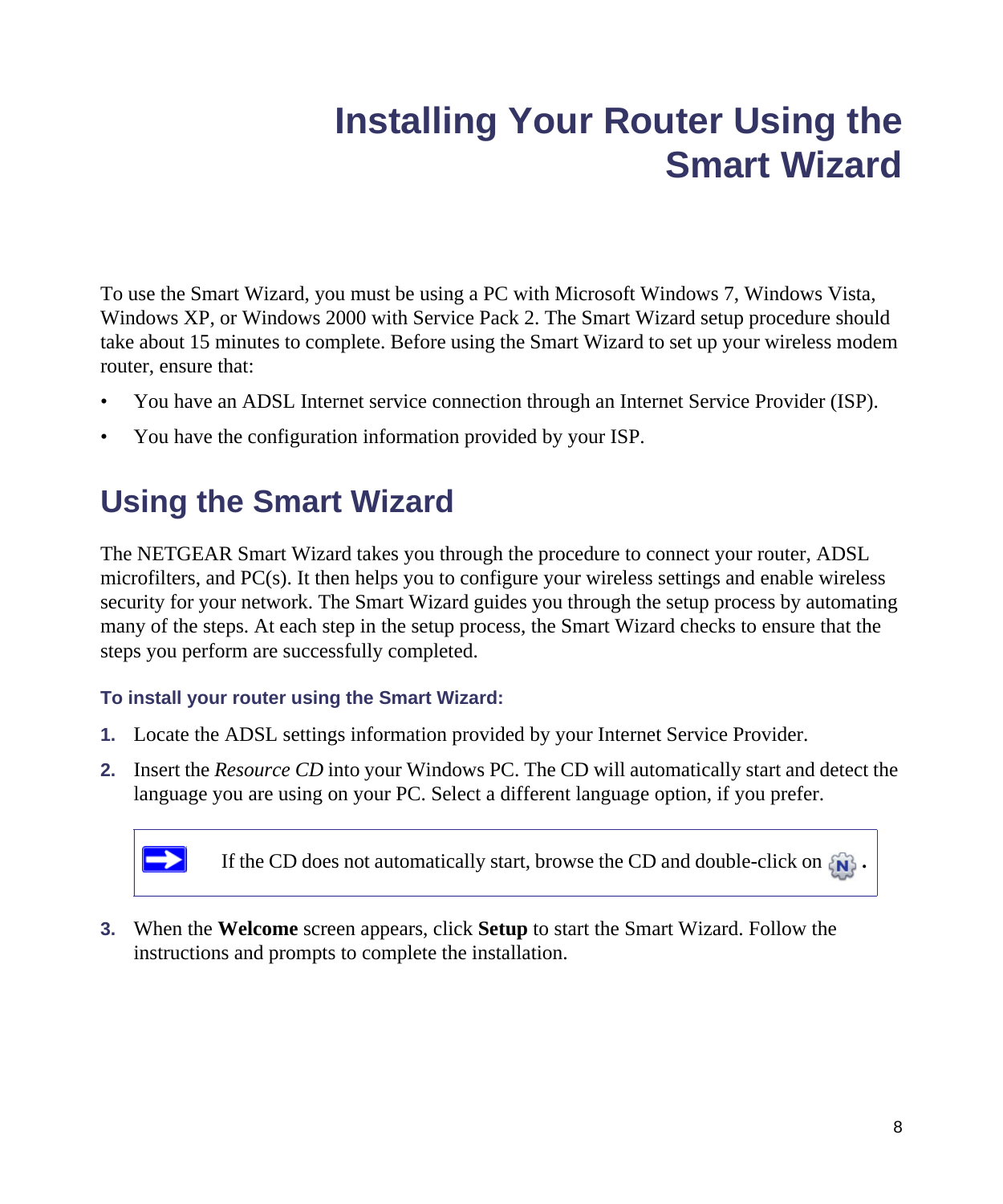# Installing Your Router Using the Smart Wizard

To use the Smart Wizard, you must be using a PC with Microsoft Windows 7, Windows Vista, Windows XP, or Windows 2000 with Service Pack 2. The Smart Wizard setup procedure should take about 15 minutes to complete. Before using the Smart Wizard to set up your wireless modem router, ensure that:

- You have an ADSL Internet service connection through an Internet Service Provider (ISP).
- You have the configuration information provided by your ISP.

## Using the Smart Wizard

The NETGEAR Smart Wizard takes you through the procedure to connect your router, ADSL microfilters, and PC(s). It then helps you to configure your wireless settings and enable wireless security for your network. The Smart Wizard guides you through the setup process by automating many of the steps. At each step in the setup process, the Smart Wizard checks to ensure that the steps you perform are successfully completed.

### To install your router using the Smart Wizard:

1. Locate the ADSL settings information provided by your Internet Service Provider.
2. Insert the *Resource CD* into your Windows PC. The CD will automatically start and detect the language you are using on your PC. Select a different language option, if you prefer.

   > If the CD does not automatically start, browse the CD and double-click on .

3. When the **Welcome** screen appears, click **Setup** to start the Smart Wizard. Follow the instructions and prompts to complete the installation.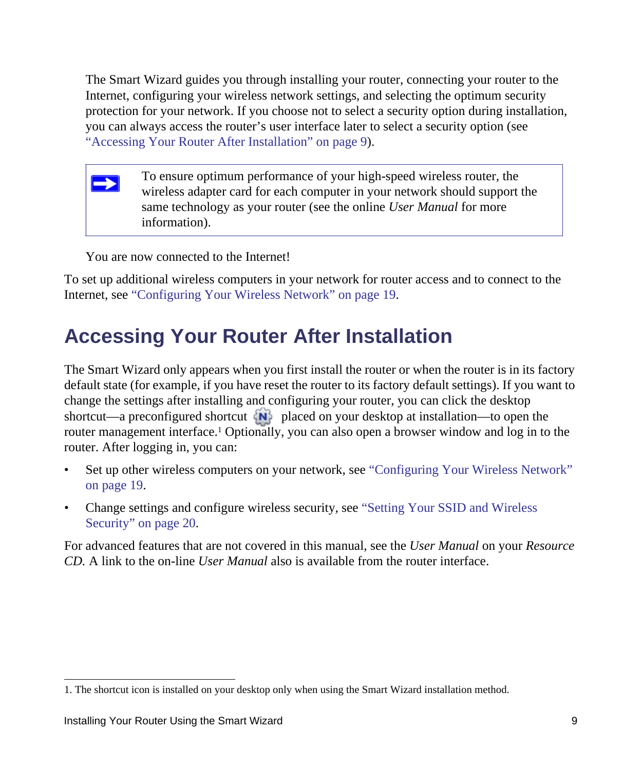The Smart Wizard guides you through installing your router, connecting your router to the Internet, configuring your wireless network settings, and selecting the optimum security protection for your network. If you choose not to select a security option during installation, you can always access the router's user interface later to select a security option (see "Accessing Your Router After Installation" on page 9).

> To ensure optimum performance of your high-speed wireless router, the wireless adapter card for each computer in your network should support the same technology as your router (see the online *User Manual* for more information).

You are now connected to the Internet!

To set up additional wireless computers in your network for router access and to connect to the Internet, see "Configuring Your Wireless Network" on page 19.

## Accessing Your Router After Installation

The Smart Wizard only appears when you first install the router or when the router is in its factory default state (for example, if you have reset the router to its factory default settings). If you want to change the settings after installing and configuring your router, you can click the desktop shortcut—a preconfigured shortcut placed on your desktop at installation—to open the router management interface.[1] Optionally, you can also open a browser window and log in to the router. After logging in, you can:

- Set up other wireless computers on your network, see "Configuring Your Wireless Network" on page 19.
- Change settings and configure wireless security, see "Setting Your SSID and Wireless Security" on page 20.

For advanced features that are not covered in this manual, see the *User Manual* on your *Resource CD.* A link to the on-line *User Manual* also is available from the router interface.

1. The shortcut icon is installed on your desktop only when using the Smart Wizard installation method.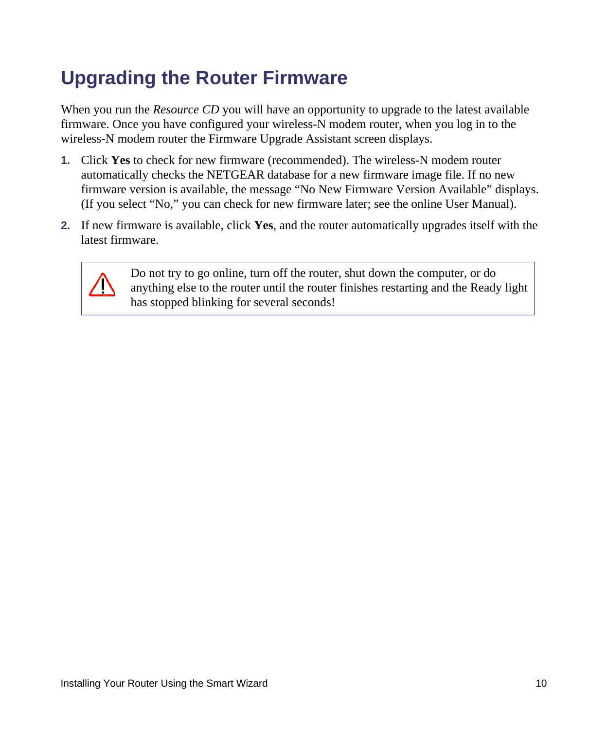# Upgrading the Router Firmware

When you run the *Resource CD* you will have an opportunity to upgrade to the latest available firmware. Once you have configured your wireless-N modem router, when you log in to the wireless-N modem router the Firmware Upgrade Assistant screen displays.

1. Click **Yes** to check for new firmware (recommended). The wireless-N modem router automatically checks the NETGEAR database for a new firmware image file. If no new firmware version is available, the message "No New Firmware Version Available" displays. (If you select "No," you can check for new firmware later; see the online User Manual).
2. If new firmware is available, click **Yes**, and the router automatically upgrades itself with the latest firmware.

> Do not try to go online, turn off the router, shut down the computer, or do anything else to the router until the router finishes restarting and the Ready light has stopped blinking for several seconds!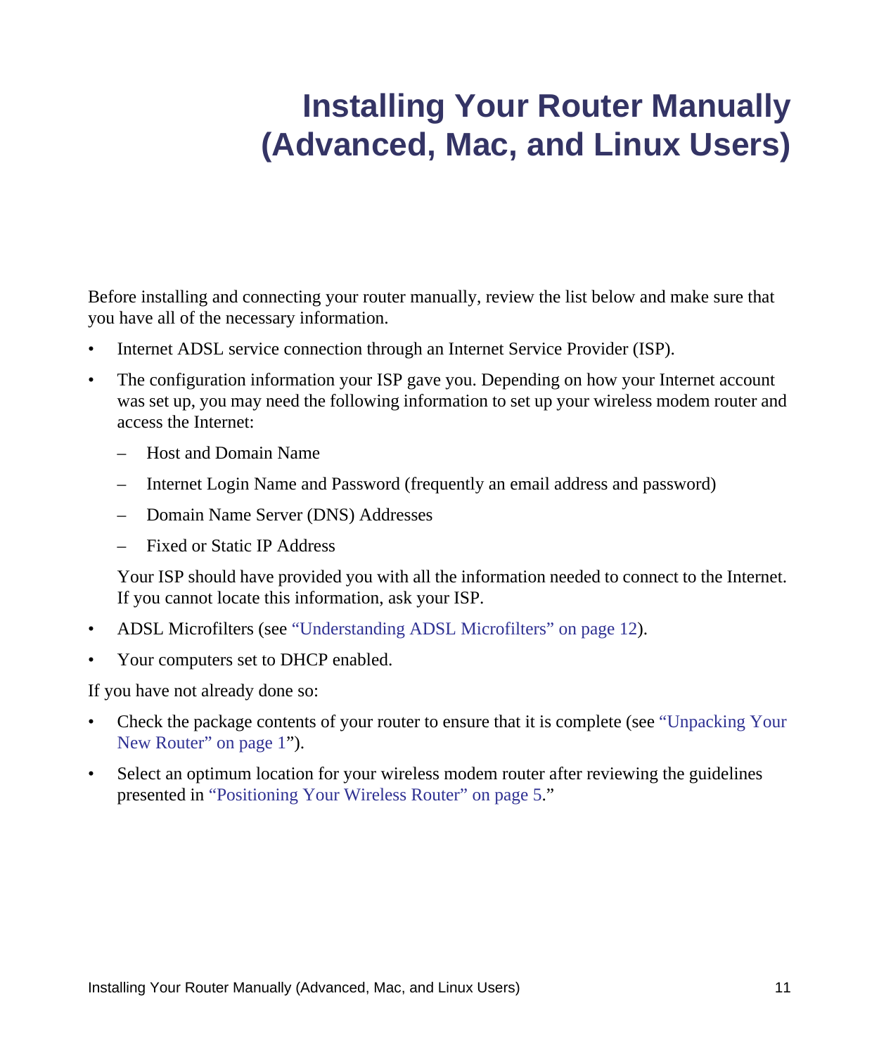# Installing Your Router Manually (Advanced, Mac, and Linux Users)

Before installing and connecting your router manually, review the list below and make sure that you have all of the necessary information.

- Internet ADSL service connection through an Internet Service Provider (ISP).
- The configuration information your ISP gave you. Depending on how your Internet account was set up, you may need the following information to set up your wireless modem router and access the Internet:
  - Host and Domain Name
  - Internet Login Name and Password (frequently an email address and password)
  - Domain Name Server (DNS) Addresses
  - Fixed or Static IP Address

  Your ISP should have provided you with all the information needed to connect to the Internet. If you cannot locate this information, ask your ISP.
- ADSL Microfilters (see "Understanding ADSL Microfilters" on page 12).
- Your computers set to DHCP enabled.

If you have not already done so:

- Check the package contents of your router to ensure that it is complete (see "Unpacking Your New Router" on page 1").
- Select an optimum location for your wireless modem router after reviewing the guidelines presented in "Positioning Your Wireless Router" on page 5."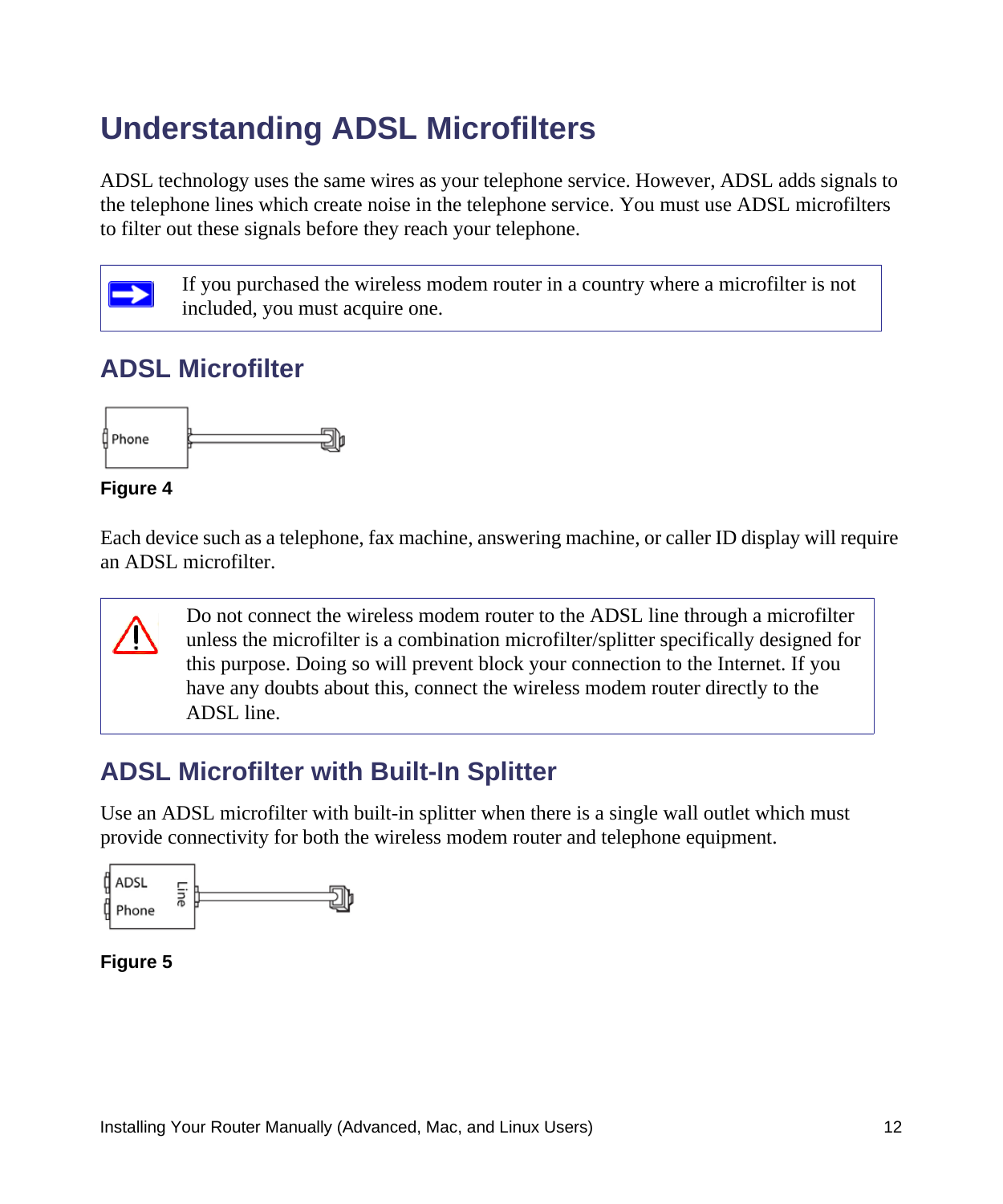# Understanding ADSL Microfilters

ADSL technology uses the same wires as your telephone service. However, ADSL adds signals to the telephone lines which create noise in the telephone service. You must use ADSL microfilters to filter out these signals before they reach your telephone.

If you purchased the wireless modem router in a country where a microfilter is not included, you must acquire one.

## ADSL Microfilter

Phone

**Figure 4**

Each device such as a telephone, fax machine, answering machine, or caller ID display will require an ADSL microfilter.

Do not connect the wireless modem router to the ADSL line through a microfilter unless the microfilter is a combination microfilter/splitter specifically designed for this purpose. Doing so will prevent block your connection to the Internet. If you have any doubts about this, connect the wireless modem router directly to the ADSL line.

## ADSL Microfilter with Built-In Splitter

Use an ADSL microfilter with built-in splitter when there is a single wall outlet which must provide connectivity for both the wireless modem router and telephone equipment.

ADSL

Phone

Line

**Figure 5**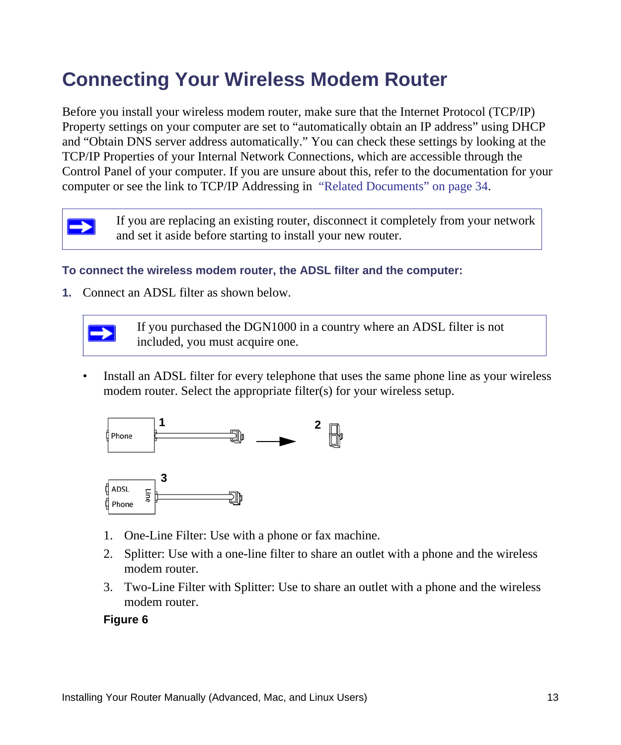# Connecting Your Wireless Modem Router

Before you install your wireless modem router, make sure that the Internet Protocol (TCP/IP) Property settings on your computer are set to “automatically obtain an IP address” using DHCP and “Obtain DNS server address automatically.” You can check these settings by looking at the TCP/IP Properties of your Internal Network Connections, which are accessible through the Control Panel of your computer. If you are unsure about this, refer to the documentation for your computer or see the link to TCP/IP Addressing in “Related Documents” on page 34.

> If you are replacing an existing router, disconnect it completely from your network and set it aside before starting to install your new router.

### To connect the wireless modem router, the ADSL filter and the computer:

1. Connect an ADSL filter as shown below.

> If you purchased the DGN1000 in a country where an ADSL filter is not included, you must acquire one.

- Install an ADSL filter for every telephone that uses the same phone line as your wireless modem router. Select the appropriate filter(s) for your wireless setup.

1. One-Line Filter: Use with a phone or fax machine.
2. Splitter: Use with a one-line filter to share an outlet with a phone and the wireless modem router.
3. Two-Line Filter with Splitter: Use to share an outlet with a phone and the wireless modem router.

**Figure 6**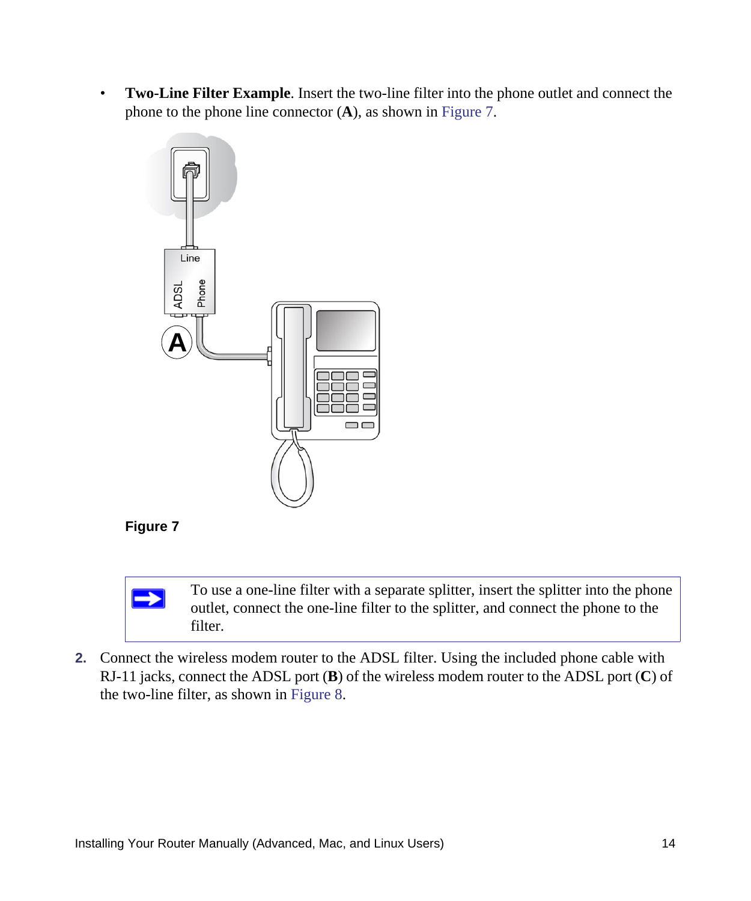- **Two-Line Filter Example**. Insert the two-line filter into the phone outlet and connect the phone to the phone line connector (**A**), as shown in Figure 7.

Line

ADSL

Phone

A

**Figure 7**

> To use a one-line filter with a separate splitter, insert the splitter into the phone outlet, connect the one-line filter to the splitter, and connect the phone to the filter.

2. Connect the wireless modem router to the ADSL filter. Using the included phone cable with RJ-11 jacks, connect the ADSL port (**B**) of the wireless modem router to the ADSL port (**C**) of the two-line filter, as shown in Figure 8.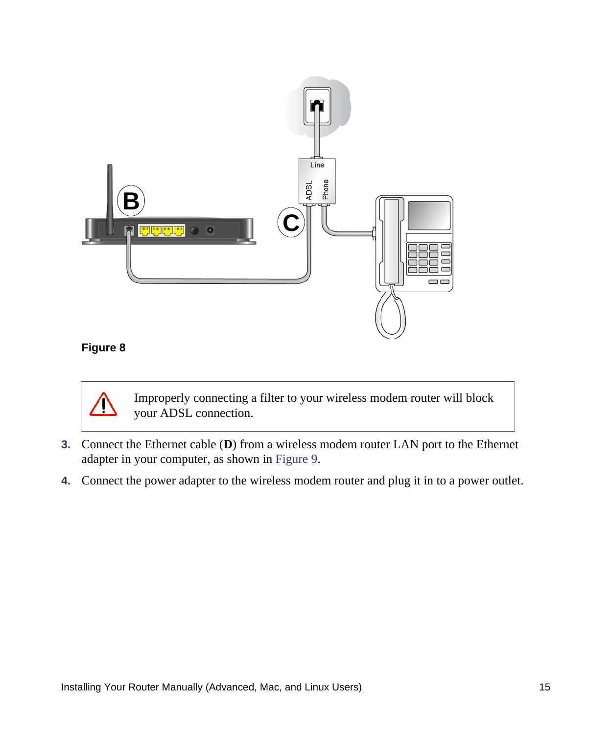Figure 8

Improperly connecting a filter to your wireless modem router will block your ADSL connection.

3. Connect the Ethernet cable (**D**) from a wireless modem router LAN port to the Ethernet adapter in your computer, as shown in Figure 9.
4. Connect the power adapter to the wireless modem router and plug it in to a power outlet.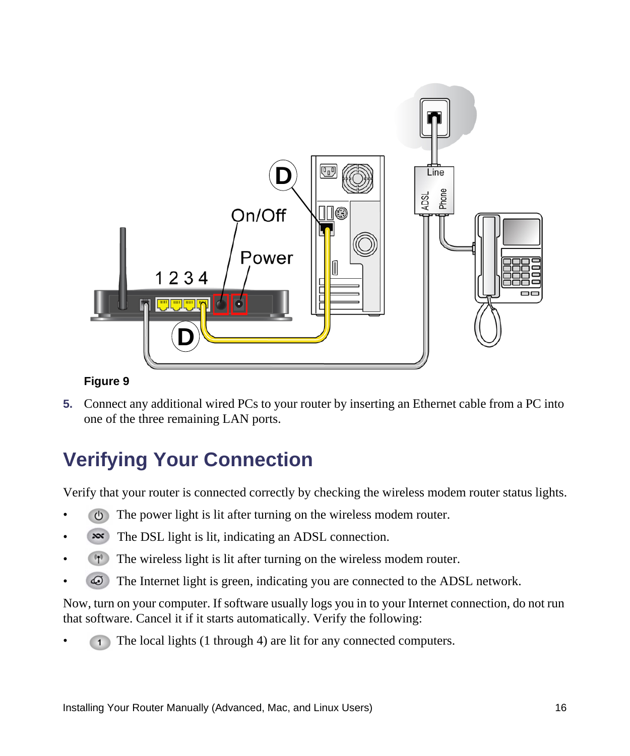D

On/Off

Power

1 2 3 4

D

Line

ADSL

Phone

**Figure 9**

5. Connect any additional wired PCs to your router by inserting an Ethernet cable from a PC into one of the three remaining LAN ports.

## Verifying Your Connection

Verify that your router is connected correctly by checking the wireless modem router status lights.

- The power light is lit after turning on the wireless modem router.
- The DSL light is lit, indicating an ADSL connection.
- The wireless light is lit after turning on the wireless modem router.
- The Internet light is green, indicating you are connected to the ADSL network.

Now, turn on your computer. If software usually logs you in to your Internet connection, do not run that software. Cancel it if it starts automatically. Verify the following:

- 1 The local lights (1 through 4) are lit for any connected computers.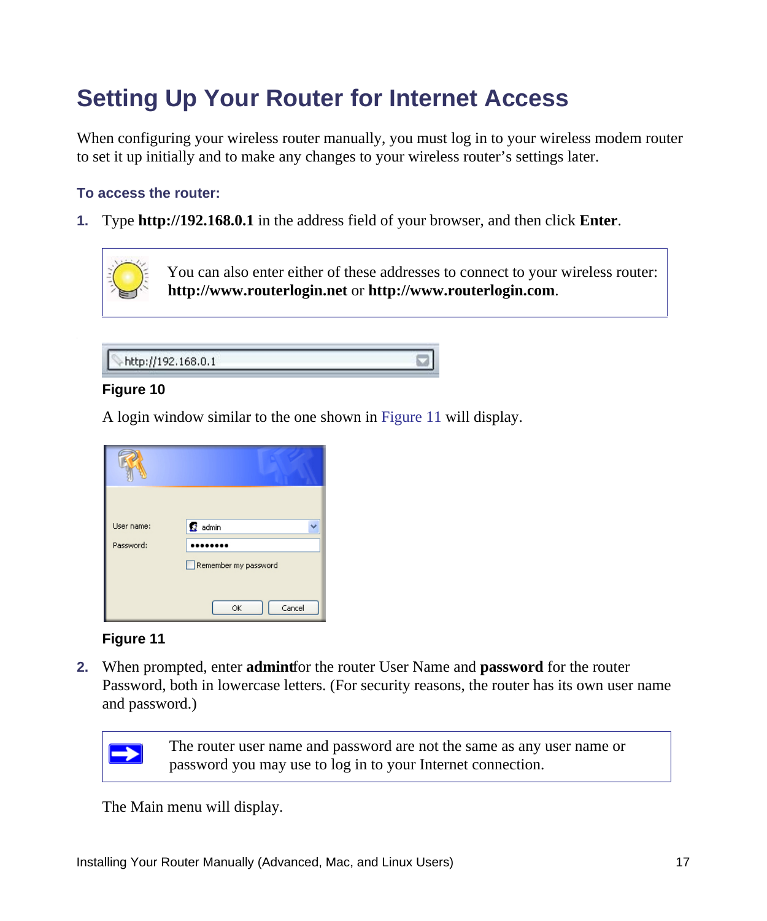# Setting Up Your Router for Internet Access

When configuring your wireless router manually, you must log in to your wireless modem router to set it up initially and to make any changes to your wireless router's settings later.

### To access the router:

1. Type **http://192.168.0.1** in the address field of your browser, and then click **Enter**.

> You can also enter either of these addresses to connect to your wireless router: **http://www.routerlogin.net** or **http://www.routerlogin.com**.

**Figure 10**

A login window similar to the one shown in Figure 11 will display.

**Figure 11**

2. When prompted, enter **admin**for the router User Name and **password** for the router Password, both in lowercase letters. (For security reasons, the router has its own user name and password.)

> The router user name and password are not the same as any user name or password you may use to log in to your Internet connection.

The Main menu will display.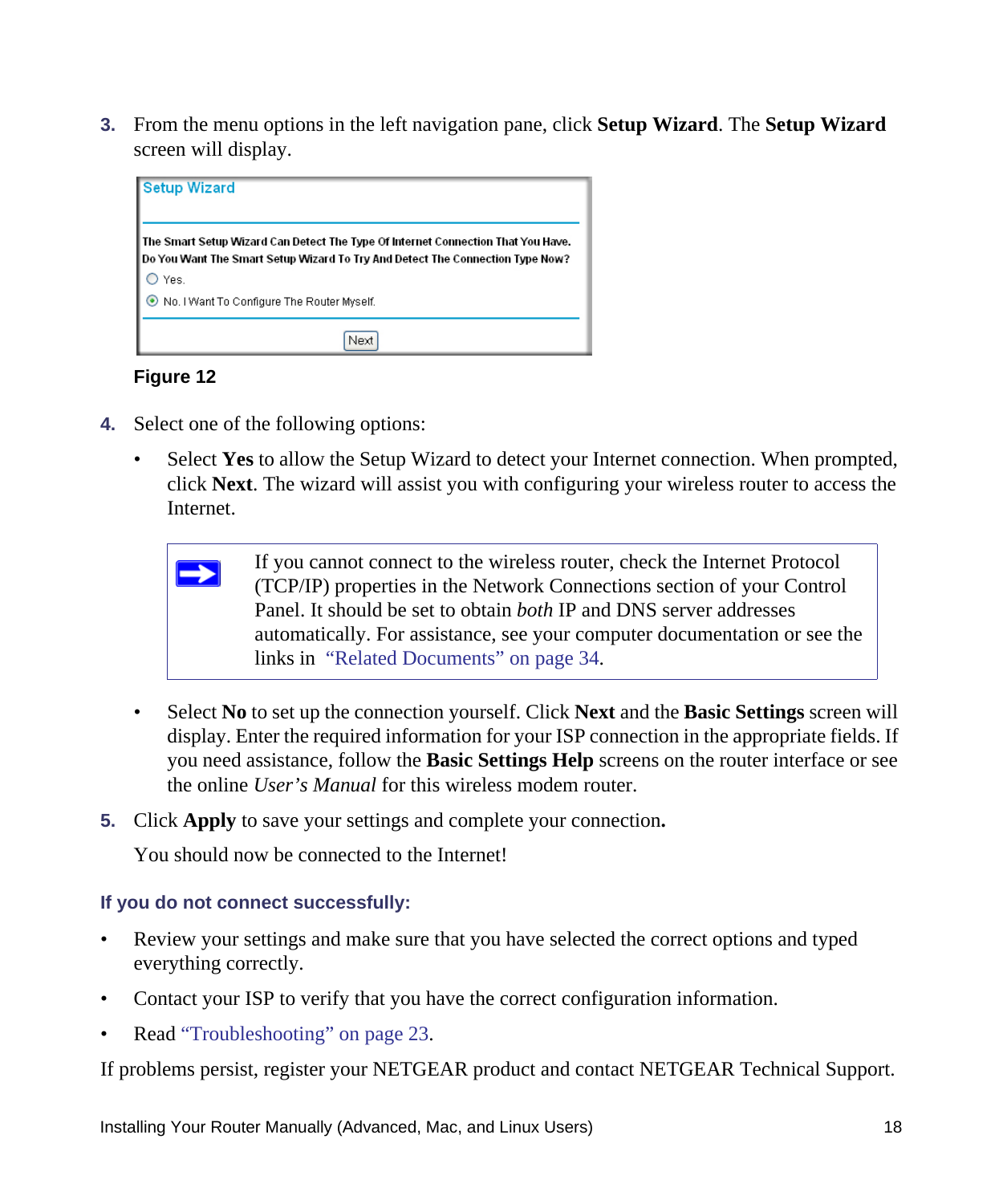3. From the menu options in the left navigation pane, click **Setup Wizard**. The **Setup Wizard** screen will display.

Setup Wizard

The Smart Setup Wizard Can Detect The Type Of Internet Connection That You Have.
Do You Want The Smart Setup Wizard To Try And Detect The Connection Type Now?

Yes.

No. I Want To Configure The Router Myself.

Next

**Figure 12**

4. Select one of the following options:
   - Select **Yes** to allow the Setup Wizard to detect your Internet connection. When prompted, click **Next**. The wizard will assist you with configuring your wireless router to access the Internet.

     > If you cannot connect to the wireless router, check the Internet Protocol (TCP/IP) properties in the Network Connections section of your Control Panel. It should be set to obtain *both* IP and DNS server addresses automatically. For assistance, see your computer documentation or see the links in "Related Documents" on page 34.

   - Select **No** to set up the connection yourself. Click **Next** and the **Basic Settings** screen will display. Enter the required information for your ISP connection in the appropriate fields. If you need assistance, follow the **Basic Settings Help** screens on the router interface or see the online *User's Manual* for this wireless modem router.

5. Click **Apply** to save your settings and complete your connection**.**

   You should now be connected to the Internet!

### If you do not connect successfully:

- Review your settings and make sure that you have selected the correct options and typed everything correctly.
- Contact your ISP to verify that you have the correct configuration information.
- Read "Troubleshooting" on page 23.

If problems persist, register your NETGEAR product and contact NETGEAR Technical Support.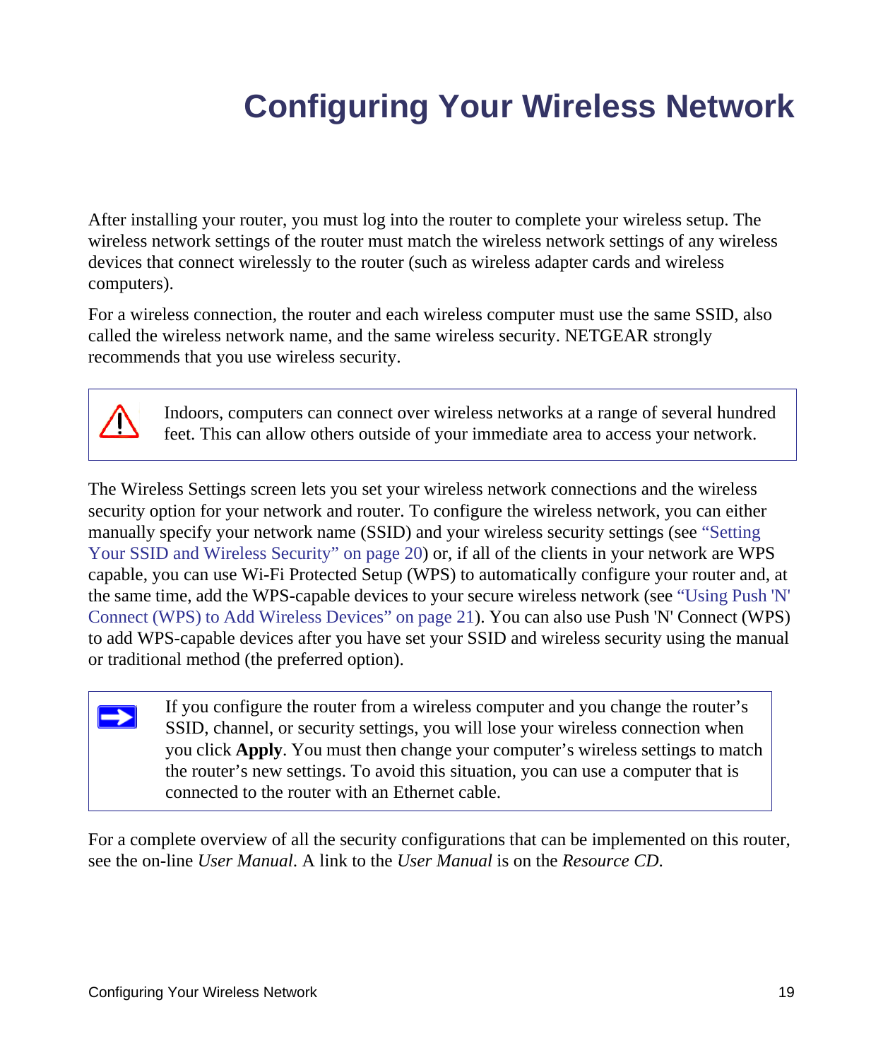# Configuring Your Wireless Network

After installing your router, you must log into the router to complete your wireless setup. The wireless network settings of the router must match the wireless network settings of any wireless devices that connect wirelessly to the router (such as wireless adapter cards and wireless computers).

For a wireless connection, the router and each wireless computer must use the same SSID, also called the wireless network name, and the same wireless security. NETGEAR strongly recommends that you use wireless security.

> Indoors, computers can connect over wireless networks at a range of several hundred feet. This can allow others outside of your immediate area to access your network.

The Wireless Settings screen lets you set your wireless network connections and the wireless security option for your network and router. To configure the wireless network, you can either manually specify your network name (SSID) and your wireless security settings (see "Setting Your SSID and Wireless Security" on page 20) or, if all of the clients in your network are WPS capable, you can use Wi-Fi Protected Setup (WPS) to automatically configure your router and, at the same time, add the WPS-capable devices to your secure wireless network (see "Using Push 'N' Connect (WPS) to Add Wireless Devices" on page 21). You can also use Push 'N' Connect (WPS) to add WPS-capable devices after you have set your SSID and wireless security using the manual or traditional method (the preferred option).

> If you configure the router from a wireless computer and you change the router's SSID, channel, or security settings, you will lose your wireless connection when you click **Apply**. You must then change your computer's wireless settings to match the router's new settings. To avoid this situation, you can use a computer that is connected to the router with an Ethernet cable.

For a complete overview of all the security configurations that can be implemented on this router, see the on-line *User Manual*. A link to the *User Manual* is on the *Resource CD*.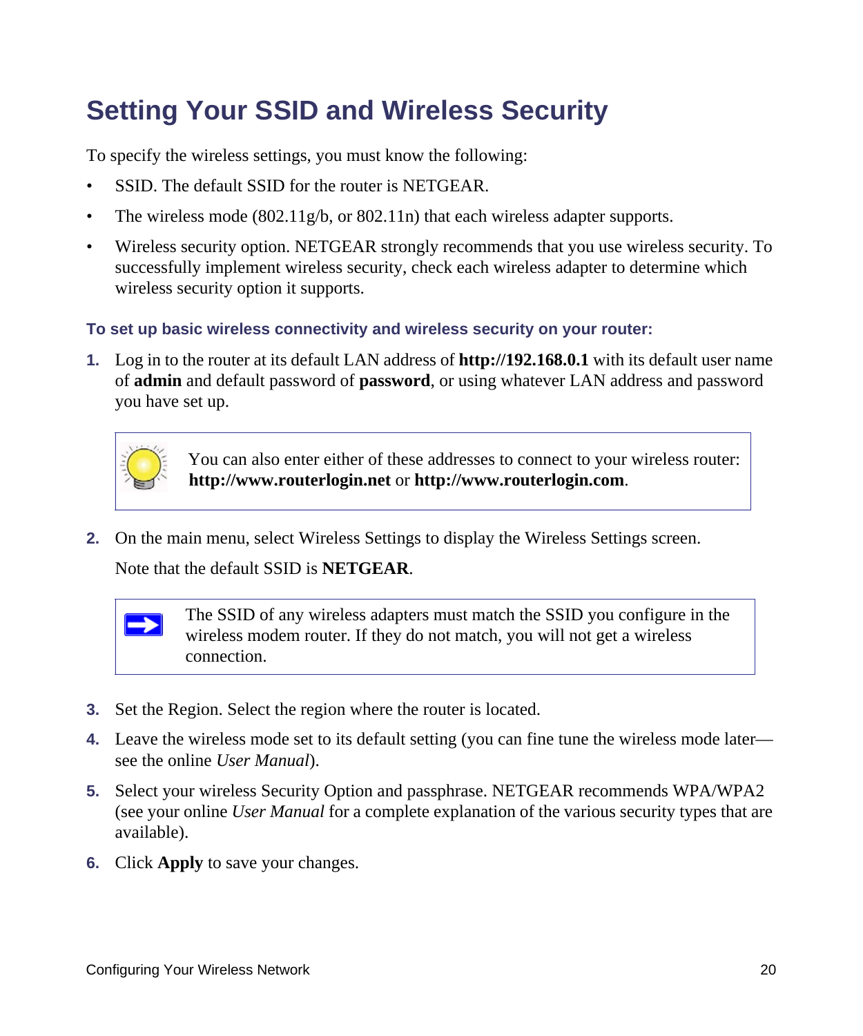# Setting Your SSID and Wireless Security

To specify the wireless settings, you must know the following:

- SSID. The default SSID for the router is NETGEAR.
- The wireless mode (802.11g/b, or 802.11n) that each wireless adapter supports.
- Wireless security option. NETGEAR strongly recommends that you use wireless security. To successfully implement wireless security, check each wireless adapter to determine which wireless security option it supports.

### To set up basic wireless connectivity and wireless security on your router:

1. Log in to the router at its default LAN address of **http://192.168.0.1** with its default user name of **admin** and default password of **password**, or using whatever LAN address and password you have set up.

   > You can also enter either of these addresses to connect to your wireless router: **http://www.routerlogin.net** or **http://www.routerlogin.com**.

2. On the main menu, select Wireless Settings to display the Wireless Settings screen.

   Note that the default SSID is **NETGEAR**.

   > The SSID of any wireless adapters must match the SSID you configure in the wireless modem router. If they do not match, you will not get a wireless connection.

3. Set the Region. Select the region where the router is located.
4. Leave the wireless mode set to its default setting (you can fine tune the wireless mode later—see the online *User Manual*).
5. Select your wireless Security Option and passphrase. NETGEAR recommends WPA/WPA2 (see your online *User Manual* for a complete explanation of the various security types that are available).
6. Click **Apply** to save your changes.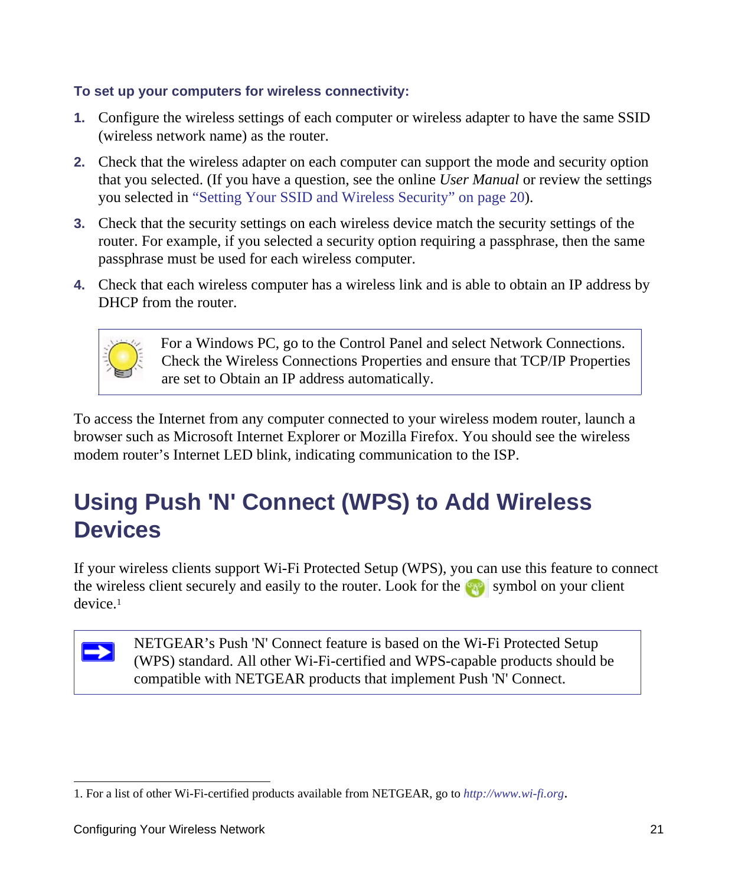**To set up your computers for wireless connectivity:**

1. Configure the wireless settings of each computer or wireless adapter to have the same SSID (wireless network name) as the router.
2. Check that the wireless adapter on each computer can support the mode and security option that you selected. (If you have a question, see the online *User Manual* or review the settings you selected in "Setting Your SSID and Wireless Security" on page 20).
3. Check that the security settings on each wireless device match the security settings of the router. For example, if you selected a security option requiring a passphrase, then the same passphrase must be used for each wireless computer.
4. Check that each wireless computer has a wireless link and is able to obtain an IP address by DHCP from the router.

> For a Windows PC, go to the Control Panel and select Network Connections. Check the Wireless Connections Properties and ensure that TCP/IP Properties are set to Obtain an IP address automatically.

To access the Internet from any computer connected to your wireless modem router, launch a browser such as Microsoft Internet Explorer or Mozilla Firefox. You should see the wireless modem router's Internet LED blink, indicating communication to the ISP.

## Using Push 'N' Connect (WPS) to Add Wireless Devices

If your wireless clients support Wi-Fi Protected Setup (WPS), you can use this feature to connect the wireless client securely and easily to the router. Look for the symbol on your client device.[1]

> NETGEAR's Push 'N' Connect feature is based on the Wi-Fi Protected Setup (WPS) standard. All other Wi-Fi-certified and WPS-capable products should be compatible with NETGEAR products that implement Push 'N' Connect.

1. For a list of other Wi-Fi-certified products available from NETGEAR, go to *http://www.wi-fi.org*.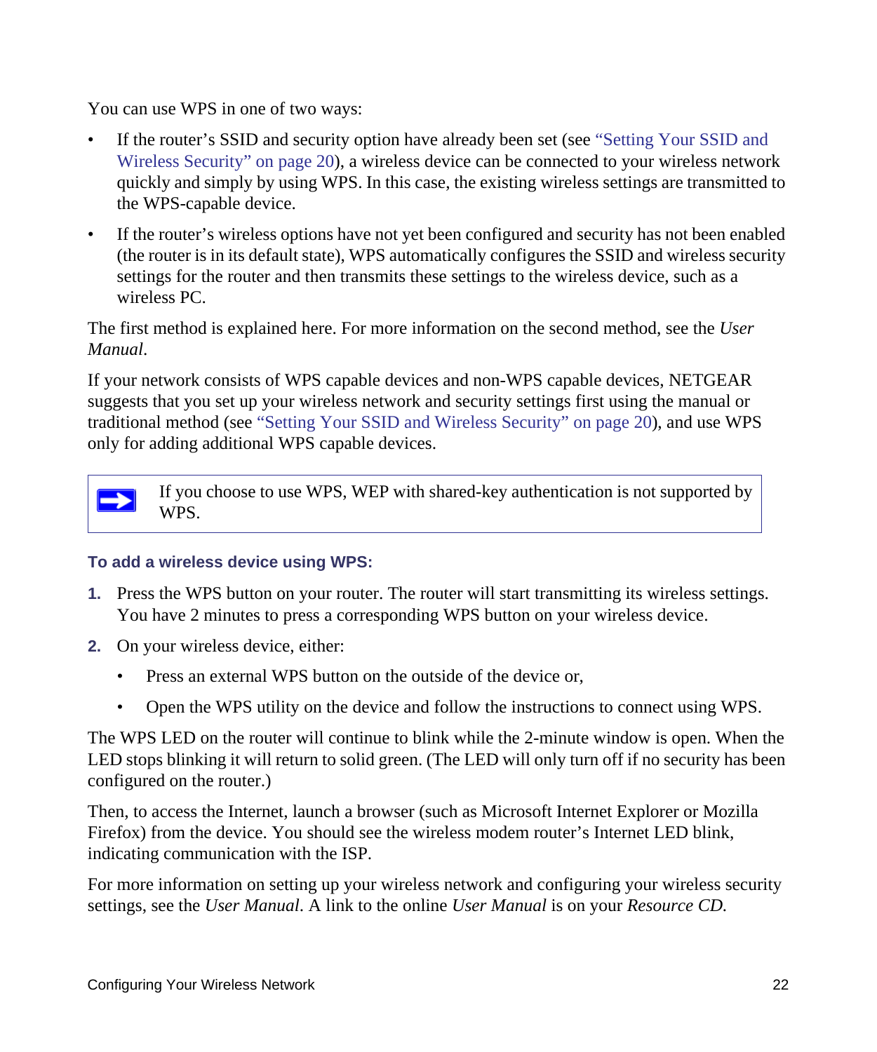You can use WPS in one of two ways:

- If the router's SSID and security option have already been set (see "Setting Your SSID and Wireless Security" on page 20), a wireless device can be connected to your wireless network quickly and simply by using WPS. In this case, the existing wireless settings are transmitted to the WPS-capable device.
- If the router's wireless options have not yet been configured and security has not been enabled (the router is in its default state), WPS automatically configures the SSID and wireless security settings for the router and then transmits these settings to the wireless device, such as a wireless PC.

The first method is explained here. For more information on the second method, see the *User Manual*.

If your network consists of WPS capable devices and non-WPS capable devices, NETGEAR suggests that you set up your wireless network and security settings first using the manual or traditional method (see "Setting Your SSID and Wireless Security" on page 20), and use WPS only for adding additional WPS capable devices.

> If you choose to use WPS, WEP with shared-key authentication is not supported by WPS.

#### To add a wireless device using WPS:

1. Press the WPS button on your router. The router will start transmitting its wireless settings. You have 2 minutes to press a corresponding WPS button on your wireless device.
2. On your wireless device, either:
   - Press an external WPS button on the outside of the device or,
   - Open the WPS utility on the device and follow the instructions to connect using WPS.

The WPS LED on the router will continue to blink while the 2-minute window is open. When the LED stops blinking it will return to solid green. (The LED will only turn off if no security has been configured on the router.)

Then, to access the Internet, launch a browser (such as Microsoft Internet Explorer or Mozilla Firefox) from the device. You should see the wireless modem router's Internet LED blink, indicating communication with the ISP.

For more information on setting up your wireless network and configuring your wireless security settings, see the *User Manual*. A link to the online *User Manual* is on your *Resource CD.*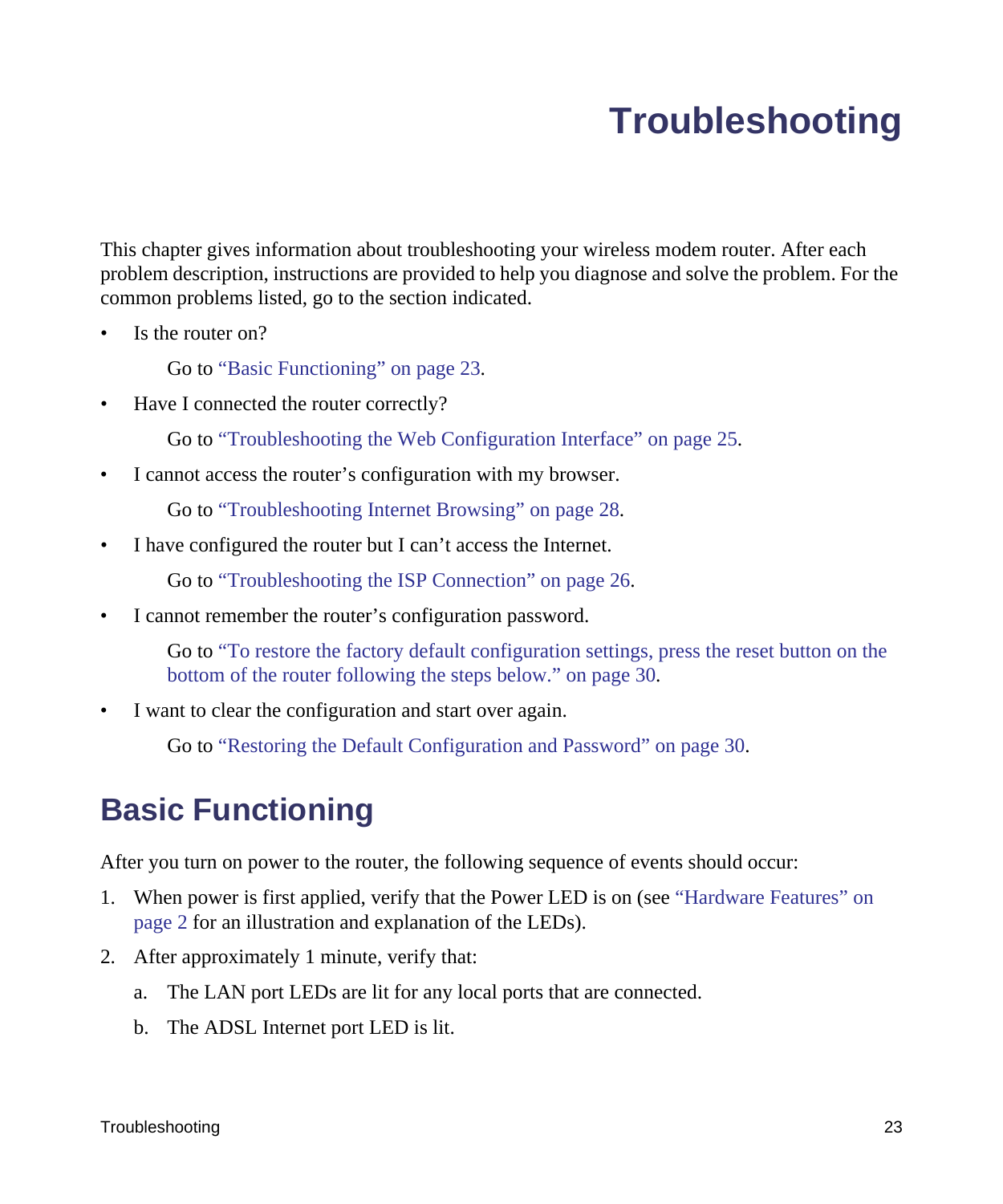# Troubleshooting

This chapter gives information about troubleshooting your wireless modem router. After each problem description, instructions are provided to help you diagnose and solve the problem. For the common problems listed, go to the section indicated.

- Is the router on?

  Go to "Basic Functioning" on page 23.

- Have I connected the router correctly?

  Go to "Troubleshooting the Web Configuration Interface" on page 25.

- I cannot access the router's configuration with my browser.

  Go to "Troubleshooting Internet Browsing" on page 28.

- I have configured the router but I can't access the Internet.

  Go to "Troubleshooting the ISP Connection" on page 26.

- I cannot remember the router's configuration password.

  Go to "To restore the factory default configuration settings, press the reset button on the bottom of the router following the steps below." on page 30.

- I want to clear the configuration and start over again.

  Go to "Restoring the Default Configuration and Password" on page 30.

## Basic Functioning

After you turn on power to the router, the following sequence of events should occur:

1. When power is first applied, verify that the Power LED is on (see "Hardware Features" on page 2 for an illustration and explanation of the LEDs).
2. After approximately 1 minute, verify that:
   a. The LAN port LEDs are lit for any local ports that are connected.
   b. The ADSL Internet port LED is lit.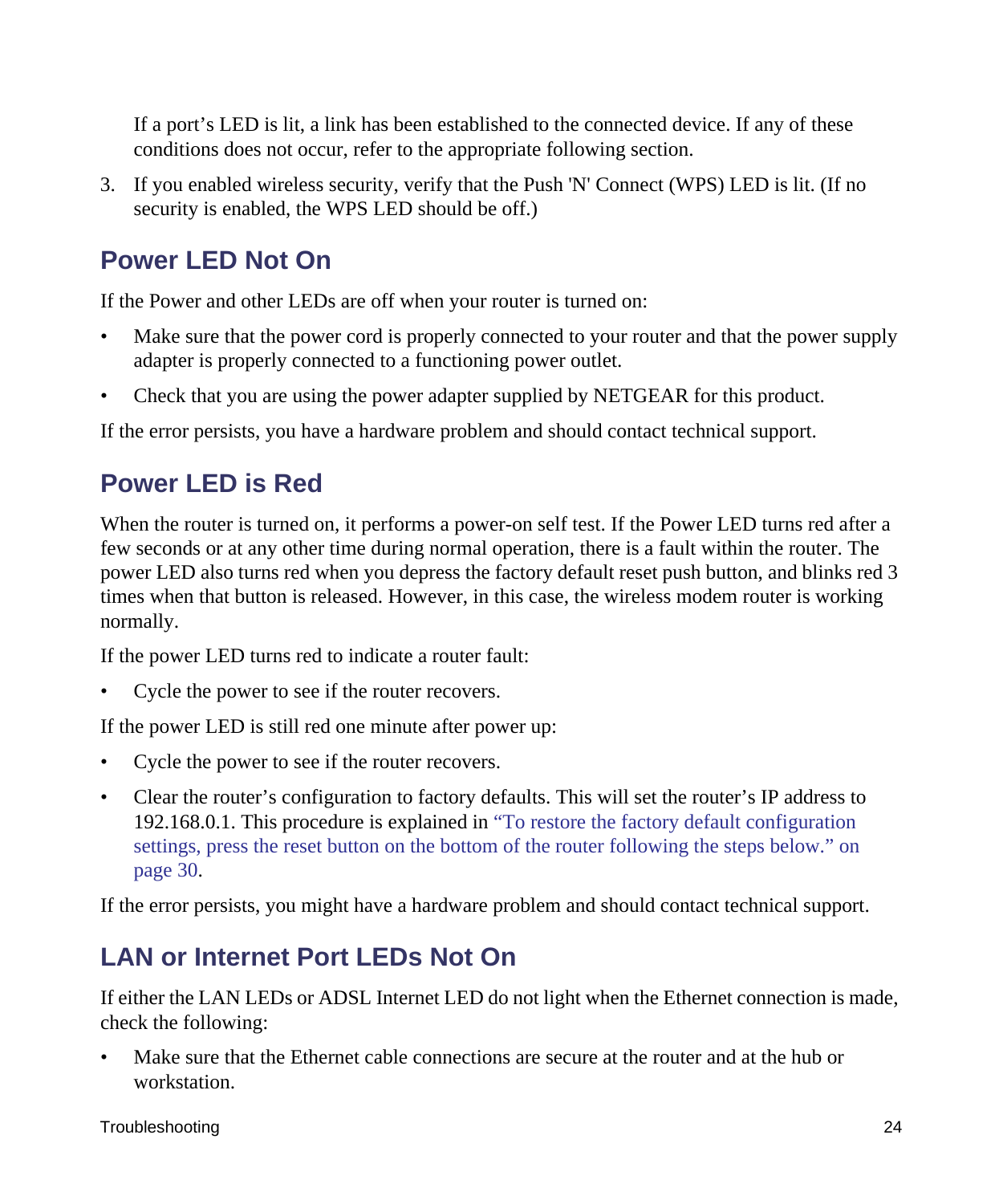If a port’s LED is lit, a link has been established to the connected device. If any of these conditions does not occur, refer to the appropriate following section.

3. If you enabled wireless security, verify that the Push 'N' Connect (WPS) LED is lit. (If no security is enabled, the WPS LED should be off.)

## Power LED Not On

If the Power and other LEDs are off when your router is turned on:

- Make sure that the power cord is properly connected to your router and that the power supply adapter is properly connected to a functioning power outlet.
- Check that you are using the power adapter supplied by NETGEAR for this product.

If the error persists, you have a hardware problem and should contact technical support.

## Power LED is Red

When the router is turned on, it performs a power-on self test. If the Power LED turns red after a few seconds or at any other time during normal operation, there is a fault within the router. The power LED also turns red when you depress the factory default reset push button, and blinks red 3 times when that button is released. However, in this case, the wireless modem router is working normally.

If the power LED turns red to indicate a router fault:

- Cycle the power to see if the router recovers.

If the power LED is still red one minute after power up:

- Cycle the power to see if the router recovers.
- Clear the router’s configuration to factory defaults. This will set the router’s IP address to 192.168.0.1. This procedure is explained in “To restore the factory default configuration settings, press the reset button on the bottom of the router following the steps below.” on page 30.

If the error persists, you might have a hardware problem and should contact technical support.

## LAN or Internet Port LEDs Not On

If either the LAN LEDs or ADSL Internet LED do not light when the Ethernet connection is made, check the following:

- Make sure that the Ethernet cable connections are secure at the router and at the hub or workstation.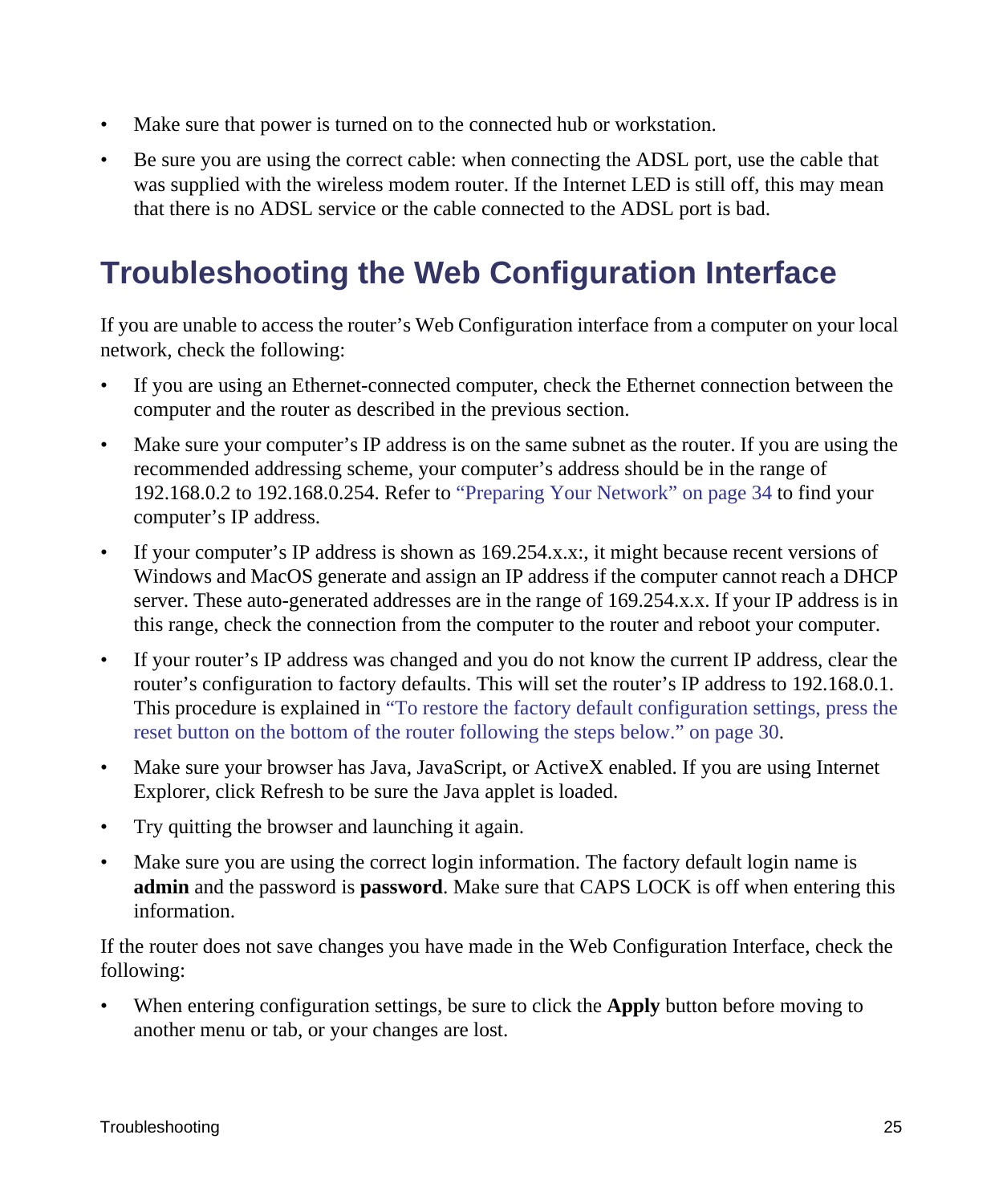- Make sure that power is turned on to the connected hub or workstation.
- Be sure you are using the correct cable: when connecting the ADSL port, use the cable that was supplied with the wireless modem router. If the Internet LED is still off, this may mean that there is no ADSL service or the cable connected to the ADSL port is bad.

## Troubleshooting the Web Configuration Interface

If you are unable to access the router's Web Configuration interface from a computer on your local network, check the following:

- If you are using an Ethernet-connected computer, check the Ethernet connection between the computer and the router as described in the previous section.
- Make sure your computer's IP address is on the same subnet as the router. If you are using the recommended addressing scheme, your computer's address should be in the range of 192.168.0.2 to 192.168.0.254. Refer to "Preparing Your Network" on page 34 to find your computer's IP address.
- If your computer's IP address is shown as 169.254.x.x:, it might because recent versions of Windows and MacOS generate and assign an IP address if the computer cannot reach a DHCP server. These auto-generated addresses are in the range of 169.254.x.x. If your IP address is in this range, check the connection from the computer to the router and reboot your computer.
- If your router's IP address was changed and you do not know the current IP address, clear the router's configuration to factory defaults. This will set the router's IP address to 192.168.0.1. This procedure is explained in "To restore the factory default configuration settings, press the reset button on the bottom of the router following the steps below." on page 30.
- Make sure your browser has Java, JavaScript, or ActiveX enabled. If you are using Internet Explorer, click Refresh to be sure the Java applet is loaded.
- Try quitting the browser and launching it again.
- Make sure you are using the correct login information. The factory default login name is **admin** and the password is **password**. Make sure that CAPS LOCK is off when entering this information.

If the router does not save changes you have made in the Web Configuration Interface, check the following:

- When entering configuration settings, be sure to click the **Apply** button before moving to another menu or tab, or your changes are lost.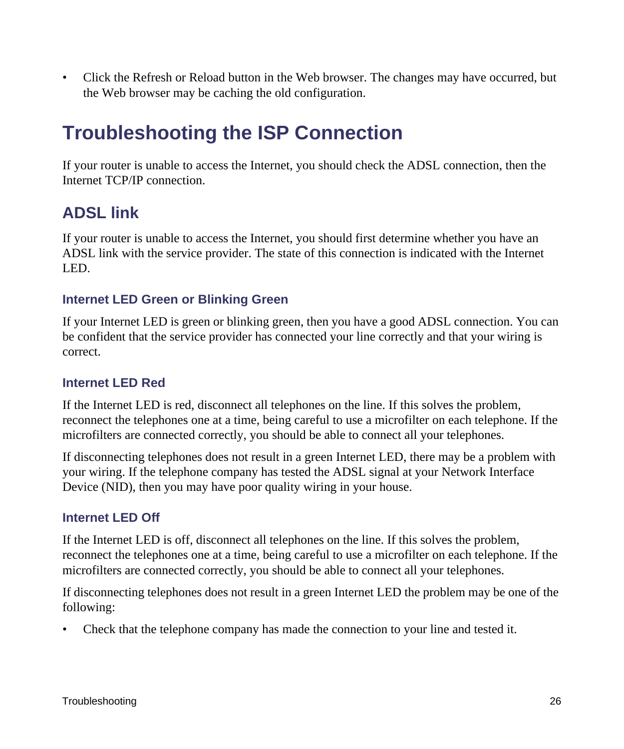- Click the Refresh or Reload button in the Web browser. The changes may have occurred, but the Web browser may be caching the old configuration.

# Troubleshooting the ISP Connection

If your router is unable to access the Internet, you should check the ADSL connection, then the Internet TCP/IP connection.

## ADSL link

If your router is unable to access the Internet, you should first determine whether you have an ADSL link with the service provider. The state of this connection is indicated with the Internet LED.

### Internet LED Green or Blinking Green

If your Internet LED is green or blinking green, then you have a good ADSL connection. You can be confident that the service provider has connected your line correctly and that your wiring is correct.

### Internet LED Red

If the Internet LED is red, disconnect all telephones on the line. If this solves the problem, reconnect the telephones one at a time, being careful to use a microfilter on each telephone. If the microfilters are connected correctly, you should be able to connect all your telephones.

If disconnecting telephones does not result in a green Internet LED, there may be a problem with your wiring. If the telephone company has tested the ADSL signal at your Network Interface Device (NID), then you may have poor quality wiring in your house.

### Internet LED Off

If the Internet LED is off, disconnect all telephones on the line. If this solves the problem, reconnect the telephones one at a time, being careful to use a microfilter on each telephone. If the microfilters are connected correctly, you should be able to connect all your telephones.

If disconnecting telephones does not result in a green Internet LED the problem may be one of the following:

- Check that the telephone company has made the connection to your line and tested it.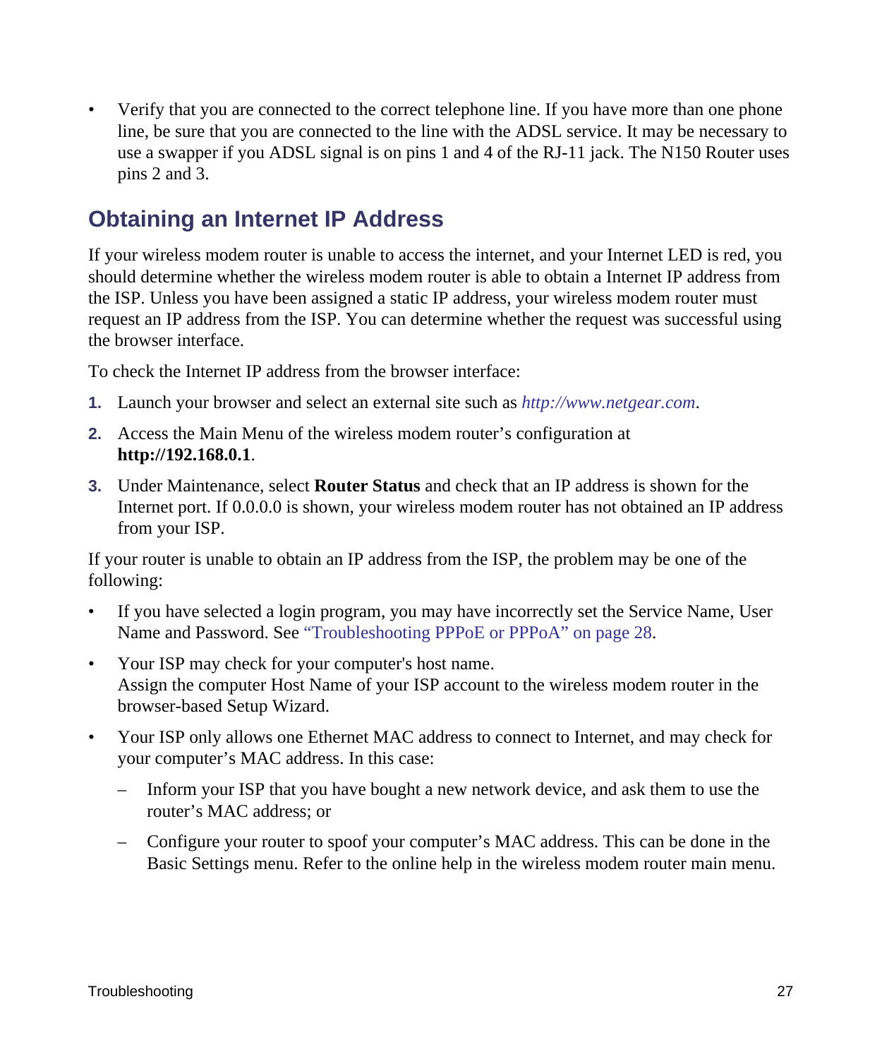- Verify that you are connected to the correct telephone line. If you have more than one phone line, be sure that you are connected to the line with the ADSL service. It may be necessary to use a swapper if you ADSL signal is on pins 1 and 4 of the RJ-11 jack. The N150 Router uses pins 2 and 3.

## Obtaining an Internet IP Address

If your wireless modem router is unable to access the internet, and your Internet LED is red, you should determine whether the wireless modem router is able to obtain a Internet IP address from the ISP. Unless you have been assigned a static IP address, your wireless modem router must request an IP address from the ISP. You can determine whether the request was successful using the browser interface.

To check the Internet IP address from the browser interface:

1. Launch your browser and select an external site such as *http://www.netgear.com*.
2. Access the Main Menu of the wireless modem router's configuration at **http://192.168.0.1**.
3. Under Maintenance, select **Router Status** and check that an IP address is shown for the Internet port. If 0.0.0.0 is shown, your wireless modem router has not obtained an IP address from your ISP.

If your router is unable to obtain an IP address from the ISP, the problem may be one of the following:

- If you have selected a login program, you may have incorrectly set the Service Name, User Name and Password. See "Troubleshooting PPPoE or PPPoA" on page 28.
- Your ISP may check for your computer's host name.
  Assign the computer Host Name of your ISP account to the wireless modem router in the browser-based Setup Wizard.
- Your ISP only allows one Ethernet MAC address to connect to Internet, and may check for your computer's MAC address. In this case:
  - Inform your ISP that you have bought a new network device, and ask them to use the router's MAC address; or
  - Configure your router to spoof your computer's MAC address. This can be done in the Basic Settings menu. Refer to the online help in the wireless modem router main menu.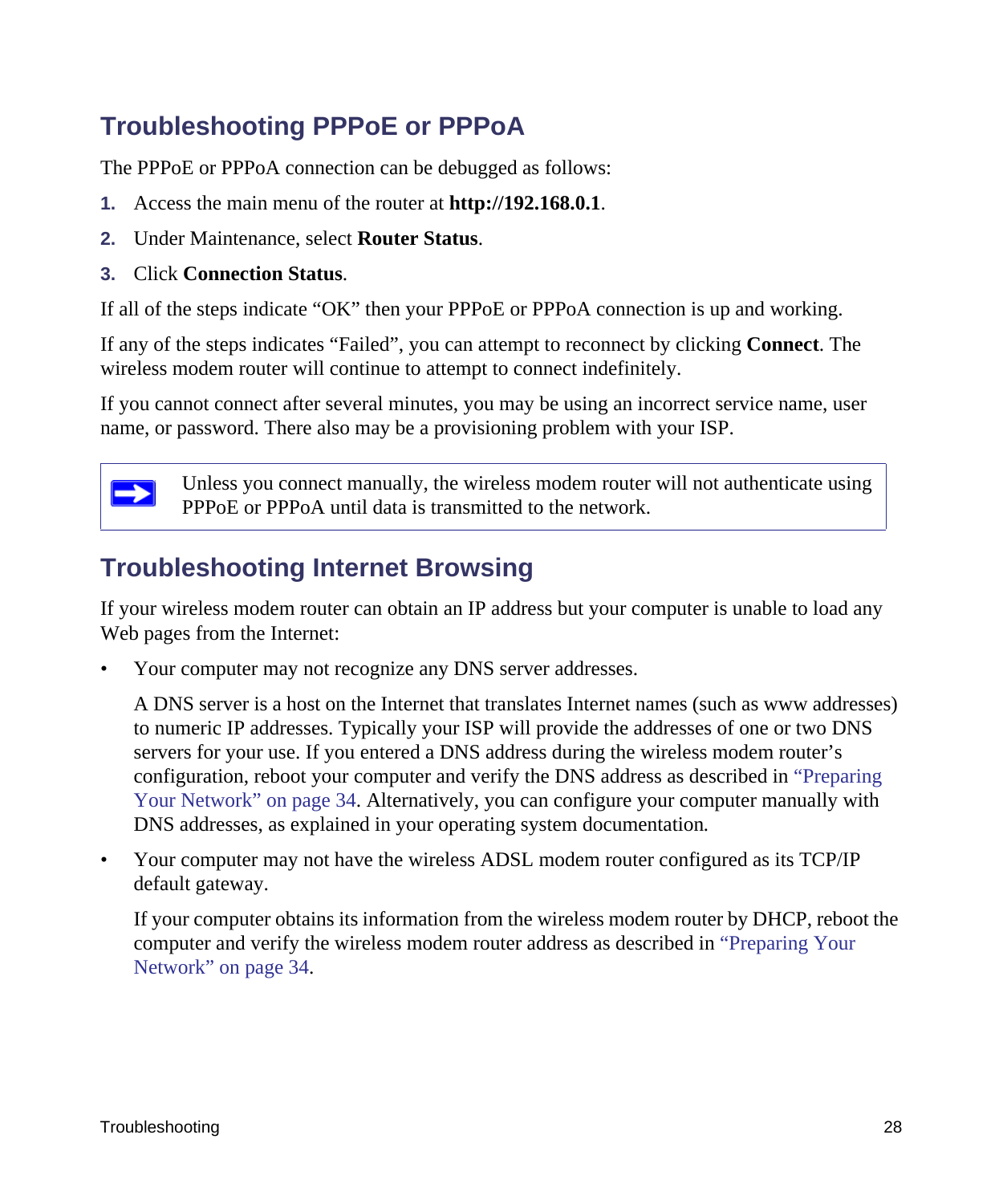## Troubleshooting PPPoE or PPPoA

The PPPoE or PPPoA connection can be debugged as follows:

1. Access the main menu of the router at **http://192.168.0.1**.
2. Under Maintenance, select **Router Status**.
3. Click **Connection Status**.

If all of the steps indicate "OK" then your PPPoE or PPPoA connection is up and working.

If any of the steps indicates "Failed", you can attempt to reconnect by clicking **Connect**. The wireless modem router will continue to attempt to connect indefinitely.

If you cannot connect after several minutes, you may be using an incorrect service name, user name, or password. There also may be a provisioning problem with your ISP.

> Unless you connect manually, the wireless modem router will not authenticate using PPPoE or PPPoA until data is transmitted to the network.

## Troubleshooting Internet Browsing

If your wireless modem router can obtain an IP address but your computer is unable to load any Web pages from the Internet:

- Your computer may not recognize any DNS server addresses.

  A DNS server is a host on the Internet that translates Internet names (such as www addresses) to numeric IP addresses. Typically your ISP will provide the addresses of one or two DNS servers for your use. If you entered a DNS address during the wireless modem router's configuration, reboot your computer and verify the DNS address as described in "Preparing Your Network" on page 34. Alternatively, you can configure your computer manually with DNS addresses, as explained in your operating system documentation.

- Your computer may not have the wireless ADSL modem router configured as its TCP/IP default gateway.

  If your computer obtains its information from the wireless modem router by DHCP, reboot the computer and verify the wireless modem router address as described in "Preparing Your Network" on page 34.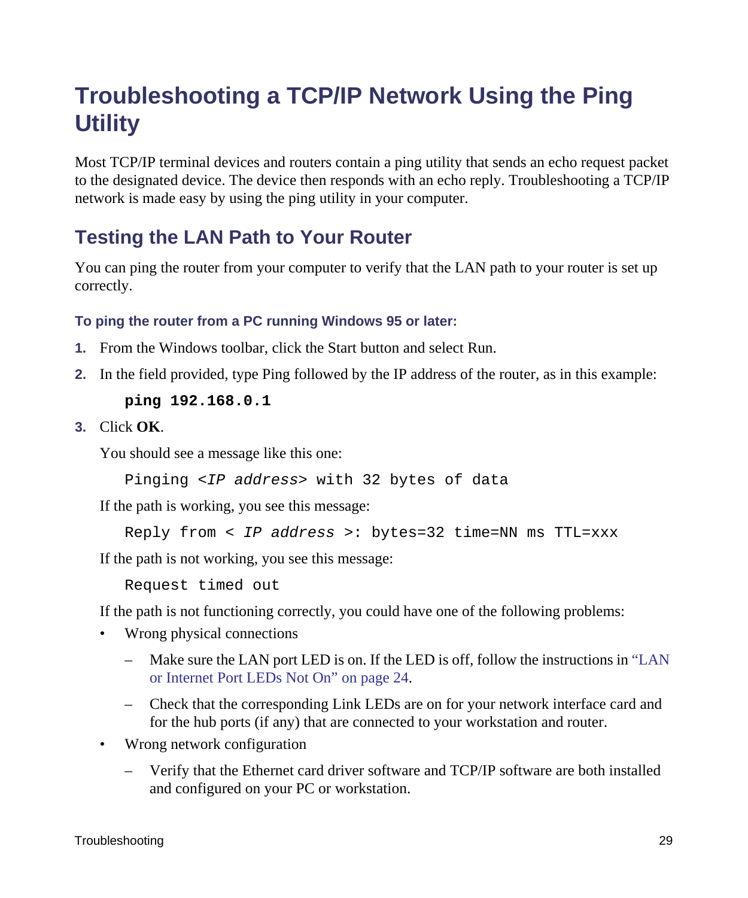# Troubleshooting a TCP/IP Network Using the Ping Utility

Most TCP/IP terminal devices and routers contain a ping utility that sends an echo request packet to the designated device. The device then responds with an echo reply. Troubleshooting a TCP/IP network is made easy by using the ping utility in your computer.

## Testing the LAN Path to Your Router

You can ping the router from your computer to verify that the LAN path to your router is set up correctly.

#### To ping the router from a PC running Windows 95 or later:

1. From the Windows toolbar, click the Start button and select Run.
2. In the field provided, type Ping followed by the IP address of the router, as in this example:

   **`ping 192.168.0.1`**

3. Click **OK**.

   You should see a message like this one:

   `Pinging <`*`IP address`*`> with 32 bytes of data`

   If the path is working, you see this message:

   `Reply from < `*`IP address`*` >: bytes=32 time=NN ms TTL=xxx`

   If the path is not working, you see this message:

   `Request timed out`

   If the path is not functioning correctly, you could have one of the following problems:

   - Wrong physical connections
     - Make sure the LAN port LED is on. If the LED is off, follow the instructions in "LAN or Internet Port LEDs Not On" on page 24.
     - Check that the corresponding Link LEDs are on for your network interface card and for the hub ports (if any) that are connected to your workstation and router.
   - Wrong network configuration
     - Verify that the Ethernet card driver software and TCP/IP software are both installed and configured on your PC or workstation.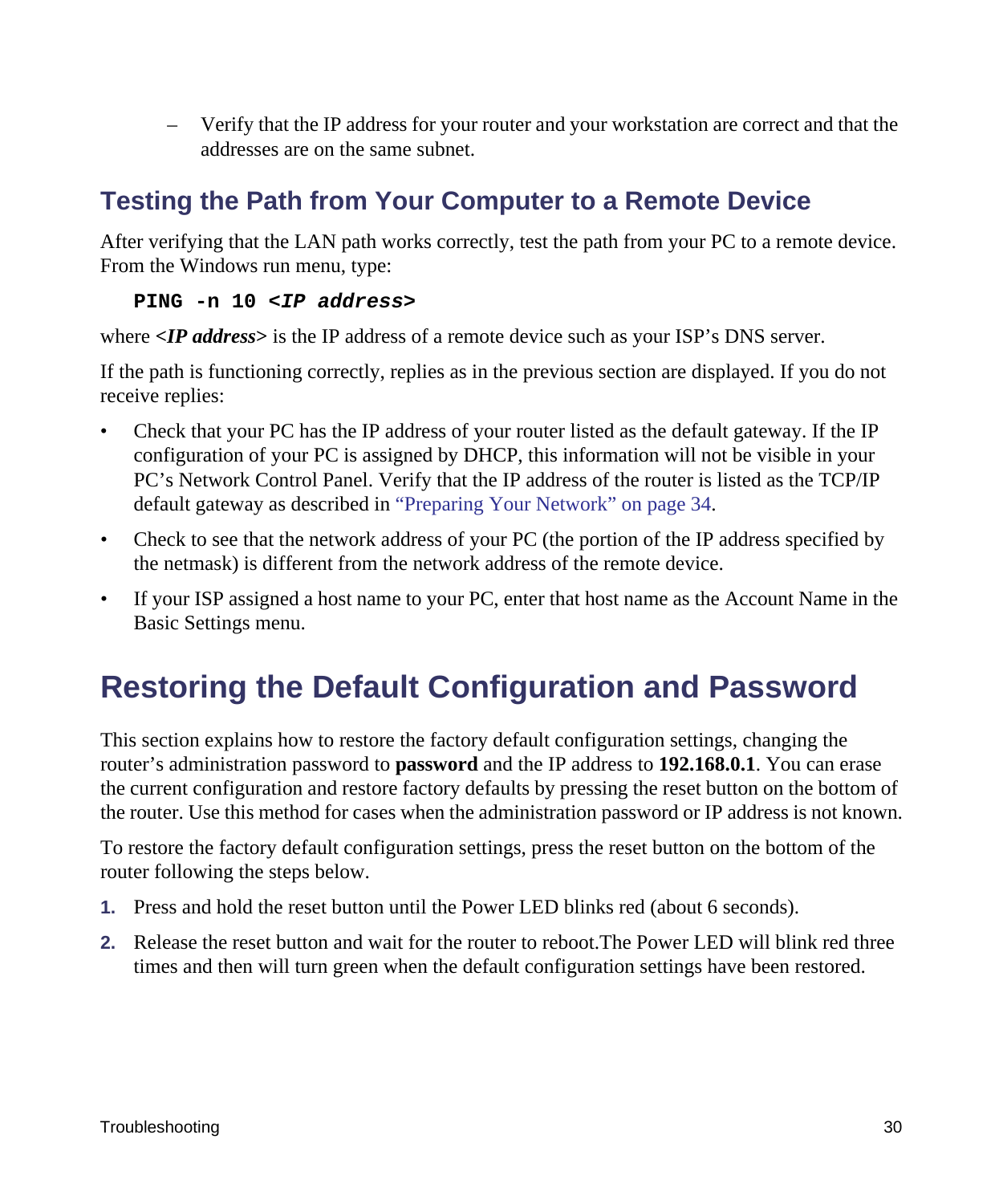– Verify that the IP address for your router and your workstation are correct and that the addresses are on the same subnet.

### Testing the Path from Your Computer to a Remote Device

After verifying that the LAN path works correctly, test the path from your PC to a remote device. From the Windows run menu, type:

```
PING -n 10 <IP address>
```

where ***<IP address>*** is the IP address of a remote device such as your ISP's DNS server.

If the path is functioning correctly, replies as in the previous section are displayed. If you do not receive replies:

- Check that your PC has the IP address of your router listed as the default gateway. If the IP configuration of your PC is assigned by DHCP, this information will not be visible in your PC's Network Control Panel. Verify that the IP address of the router is listed as the TCP/IP default gateway as described in "Preparing Your Network" on page 34.
- Check to see that the network address of your PC (the portion of the IP address specified by the netmask) is different from the network address of the remote device.
- If your ISP assigned a host name to your PC, enter that host name as the Account Name in the Basic Settings menu.

## Restoring the Default Configuration and Password

This section explains how to restore the factory default configuration settings, changing the router's administration password to **password** and the IP address to **192.168.0.1**. You can erase the current configuration and restore factory defaults by pressing the reset button on the bottom of the router. Use this method for cases when the administration password or IP address is not known.

To restore the factory default configuration settings, press the reset button on the bottom of the router following the steps below.

1. Press and hold the reset button until the Power LED blinks red (about 6 seconds).
2. Release the reset button and wait for the router to reboot.The Power LED will blink red three times and then will turn green when the default configuration settings have been restored.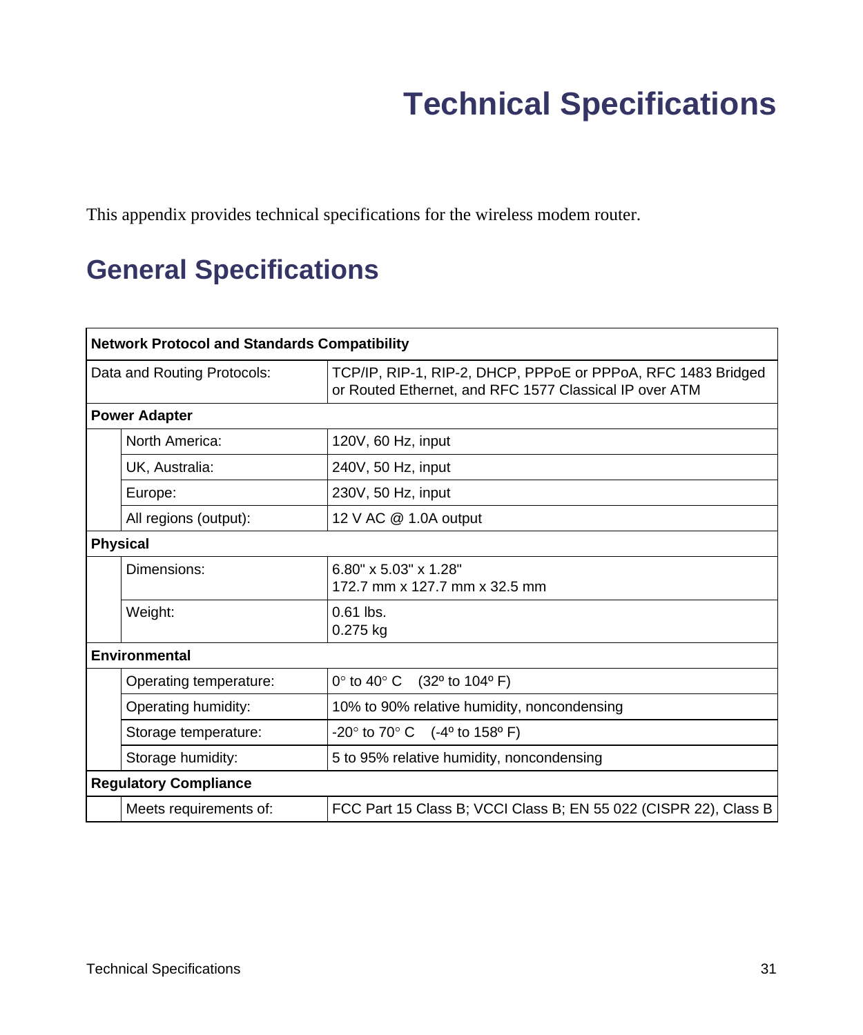# Technical Specifications

This appendix provides technical specifications for the wireless modem router.

## General Specifications

| **Network Protocol and Standards Compatibility** | | |
|---|---|---|
| Data and Routing Protocols: | | TCP/IP, RIP-1, RIP-2, DHCP, PPPoE or PPPoA, RFC 1483 Bridged or Routed Ethernet, and RFC 1577 Classical IP over ATM |
| **Power Adapter** | | |
| | North America: | 120V, 60 Hz, input |
| | UK, Australia: | 240V, 50 Hz, input |
| | Europe: | 230V, 50 Hz, input |
| | All regions (output): | 12 V AC @ 1.0A output |
| **Physical** | | |
| | Dimensions: | 6.80" x 5.03" x 1.28"<br>172.7 mm x 127.7 mm x 32.5 mm |
| | Weight: | 0.61 lbs.<br>0.275 kg |
| **Environmental** | | |
| | Operating temperature: | 0° to 40° C (32º to 104º F) |
| | Operating humidity: | 10% to 90% relative humidity, noncondensing |
| | Storage temperature: | -20° to 70° C (-4º to 158º F) |
| | Storage humidity: | 5 to 95% relative humidity, noncondensing |
| **Regulatory Compliance** | | |
| | Meets requirements of: | FCC Part 15 Class B; VCCI Class B; EN 55 022 (CISPR 22), Class B |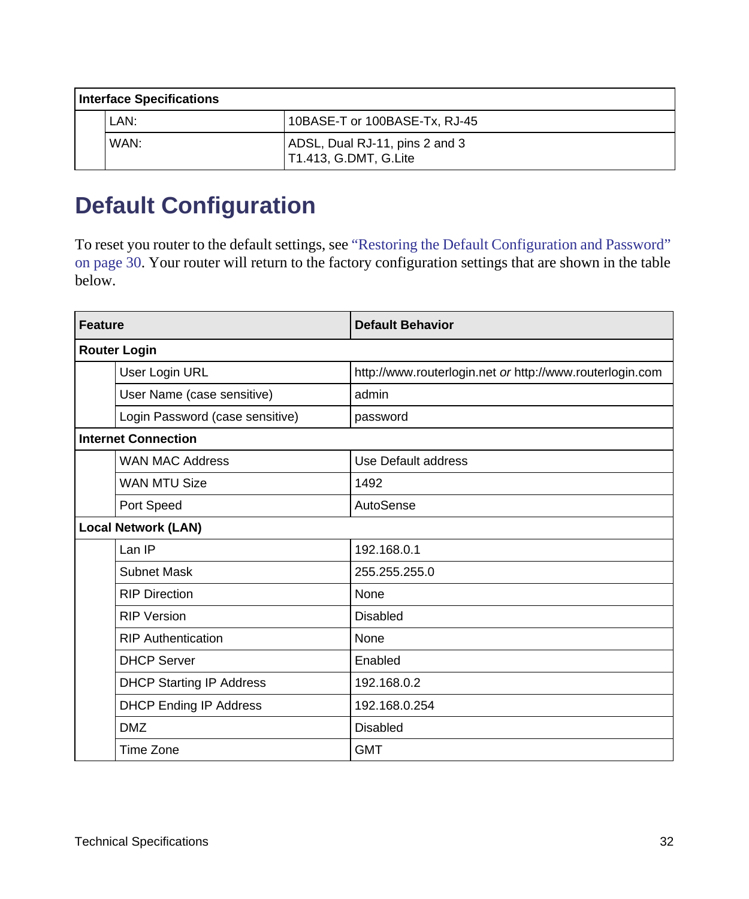| Interface Specifications | | |
| --- | --- | --- |
| | LAN: | 10BASE-T or 100BASE-Tx, RJ-45 |
| | WAN: | ADSL, Dual RJ-11, pins 2 and 3<br>T1.413, G.DMT, G.Lite |

# Default Configuration

To reset you router to the default settings, see "Restoring the Default Configuration and Password" on page 30. Your router will return to the factory configuration settings that are shown in the table below.

| Feature | | Default Behavior |
| --- | --- | --- |
| **Router Login** | | |
| | User Login URL | http://www.routerlogin.net *or* http://www.routerlogin.com |
| | User Name (case sensitive) | admin |
| | Login Password (case sensitive) | password |
| **Internet Connection** | | |
| | WAN MAC Address | Use Default address |
| | WAN MTU Size | 1492 |
| | Port Speed | AutoSense |
| **Local Network (LAN)** | | |
| | Lan IP | 192.168.0.1 |
| | Subnet Mask | 255.255.255.0 |
| | RIP Direction | None |
| | RIP Version | Disabled |
| | RIP Authentication | None |
| | DHCP Server | Enabled |
| | DHCP Starting IP Address | 192.168.0.2 |
| | DHCP Ending IP Address | 192.168.0.254 |
| | DMZ | Disabled |
| | Time Zone | GMT |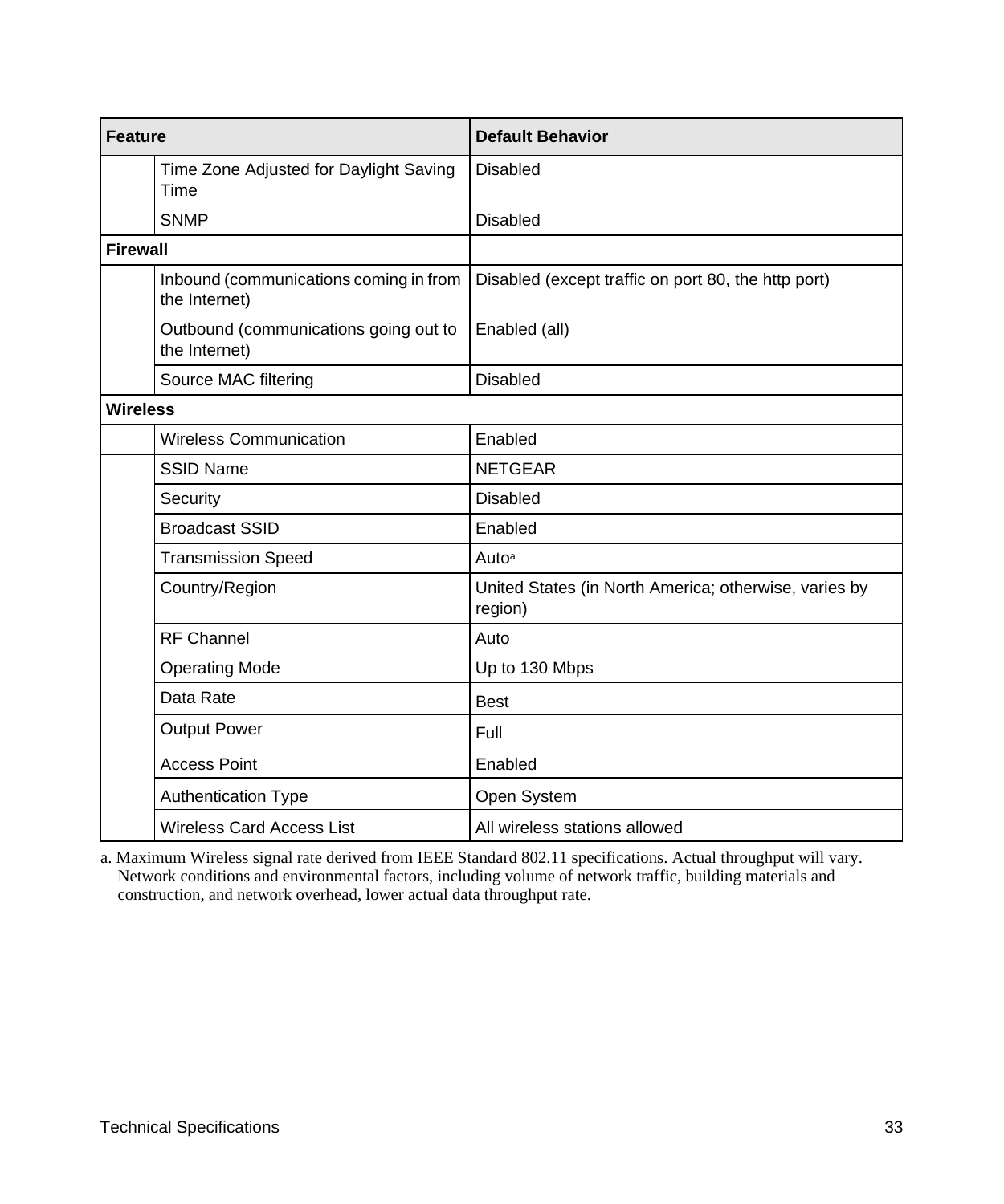| Feature | | Default Behavior |
|---|---|---|
| | Time Zone Adjusted for Daylight Saving Time | Disabled |
| | SNMP | Disabled |
| **Firewall** | | |
| | Inbound (communications coming in from the Internet) | Disabled (except traffic on port 80, the http port) |
| | Outbound (communications going out to the Internet) | Enabled (all) |
| | Source MAC filtering | Disabled |
| **Wireless** | | |
| | Wireless Communication | Enabled |
| | SSID Name | NETGEAR |
| | Security | Disabled |
| | Broadcast SSID | Enabled |
| | Transmission Speed | Auto[a] |
| | Country/Region | United States (in North America; otherwise, varies by region) |
| | RF Channel | Auto |
| | Operating Mode | Up to 130 Mbps |
| | Data Rate | Best |
| | Output Power | Full |
| | Access Point | Enabled |
| | Authentication Type | Open System |
| | Wireless Card Access List | All wireless stations allowed |

a. Maximum Wireless signal rate derived from IEEE Standard 802.11 specifications. Actual throughput will vary. Network conditions and environmental factors, including volume of network traffic, building materials and construction, and network overhead, lower actual data throughput rate.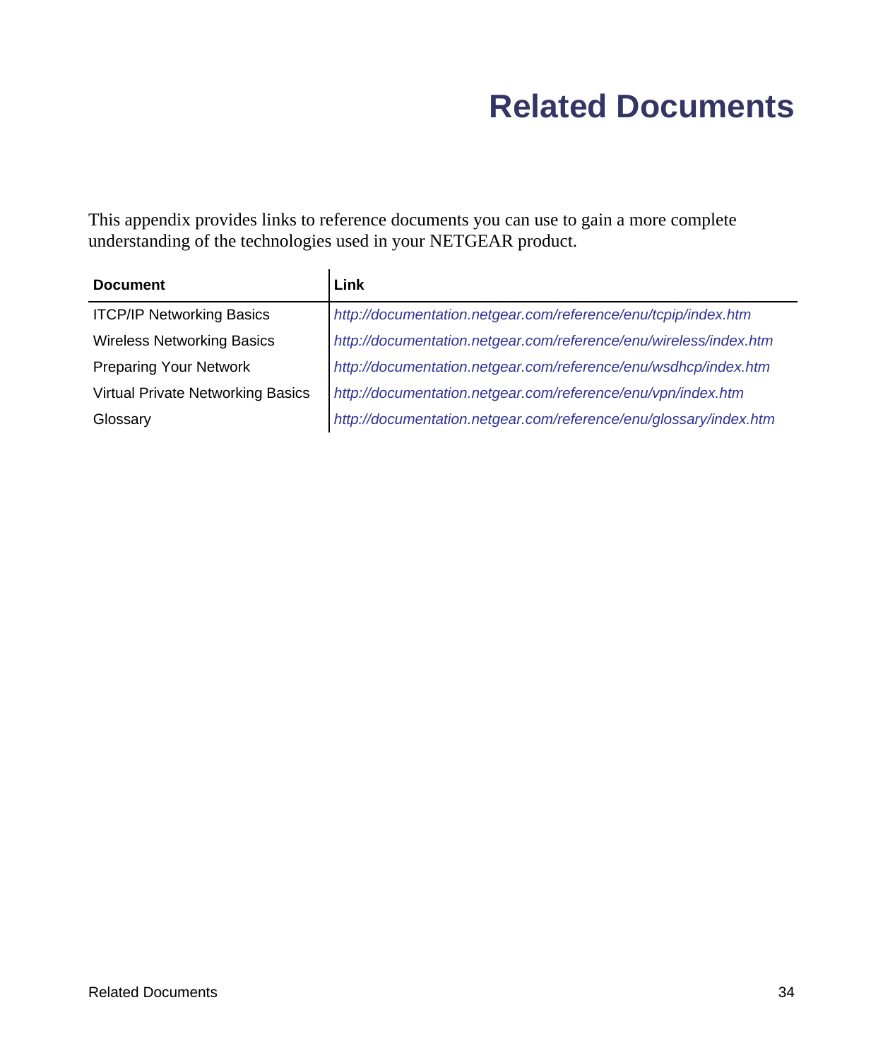# Related Documents

This appendix provides links to reference documents you can use to gain a more complete understanding of the technologies used in your NETGEAR product.

| Document | Link |
| --- | --- |
| ITCP/IP Networking Basics | *http://documentation.netgear.com/reference/enu/tcpip/index.htm* |
| Wireless Networking Basics | *http://documentation.netgear.com/reference/enu/wireless/index.htm* |
| Preparing Your Network | *http://documentation.netgear.com/reference/enu/wsdhcp/index.htm* |
| Virtual Private Networking Basics | *http://documentation.netgear.com/reference/enu/vpn/index.htm* |
| Glossary | *http://documentation.netgear.com/reference/enu/glossary/index.htm* |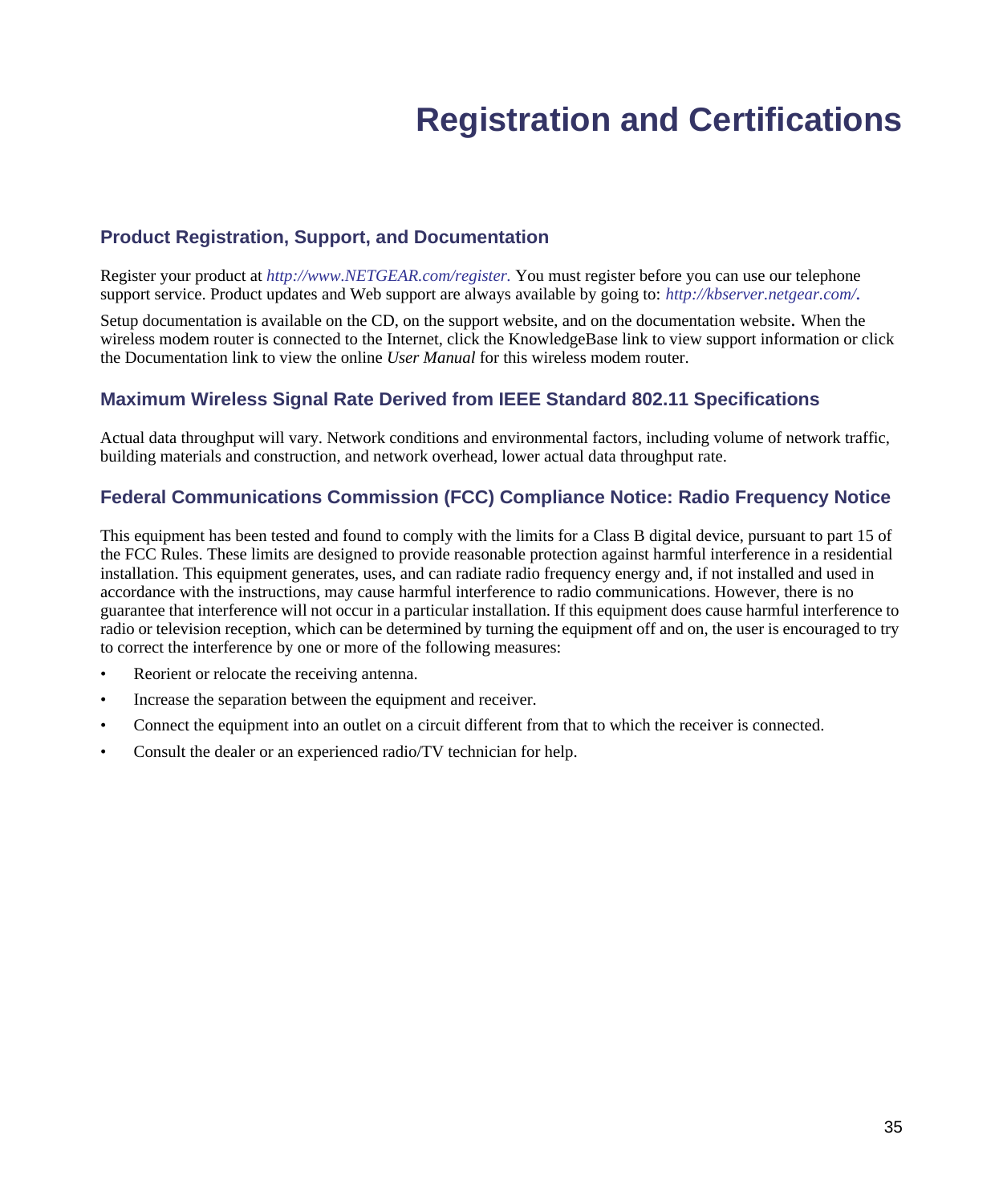# Registration and Certifications

## Product Registration, Support, and Documentation

Register your product at *http://www.NETGEAR.com/register.* You must register before you can use our telephone support service. Product updates and Web support are always available by going to: *http://kbserver.netgear.com/*.

Setup documentation is available on the CD, on the support website, and on the documentation website. When the wireless modem router is connected to the Internet, click the KnowledgeBase link to view support information or click the Documentation link to view the online *User Manual* for this wireless modem router.

## Maximum Wireless Signal Rate Derived from IEEE Standard 802.11 Specifications

Actual data throughput will vary. Network conditions and environmental factors, including volume of network traffic, building materials and construction, and network overhead, lower actual data throughput rate.

## Federal Communications Commission (FCC) Compliance Notice: Radio Frequency Notice

This equipment has been tested and found to comply with the limits for a Class B digital device, pursuant to part 15 of the FCC Rules. These limits are designed to provide reasonable protection against harmful interference in a residential installation. This equipment generates, uses, and can radiate radio frequency energy and, if not installed and used in accordance with the instructions, may cause harmful interference to radio communications. However, there is no guarantee that interference will not occur in a particular installation. If this equipment does cause harmful interference to radio or television reception, which can be determined by turning the equipment off and on, the user is encouraged to try to correct the interference by one or more of the following measures:

- Reorient or relocate the receiving antenna.
- Increase the separation between the equipment and receiver.
- Connect the equipment into an outlet on a circuit different from that to which the receiver is connected.
- Consult the dealer or an experienced radio/TV technician for help.